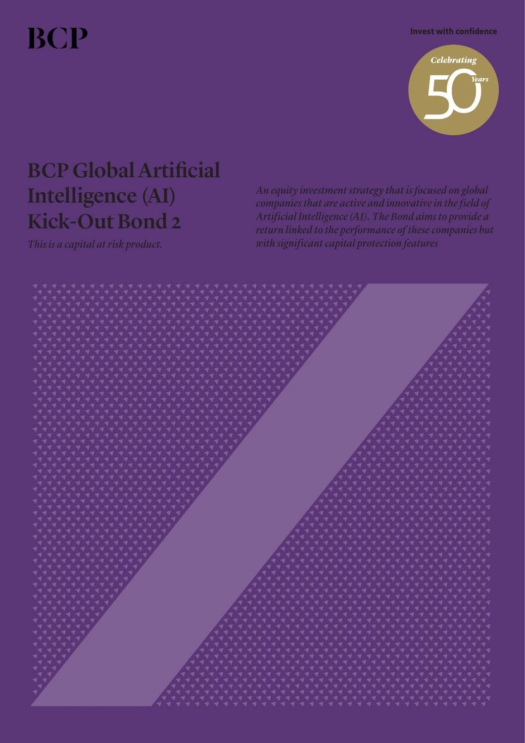BCP

**Invest with confidence**

*Celebrating* 50 *Years*

# BCP Global Artificial Intelligence (AI) Kick-Out Bond 2

*This is a capital at risk product.*

*An equity investment strategy that is focused on global companies that are active and innovative in the field of Artificial Intelligence (AI). The Bond aims to provide a return linked to the performance of these companies but with significant capital protection features*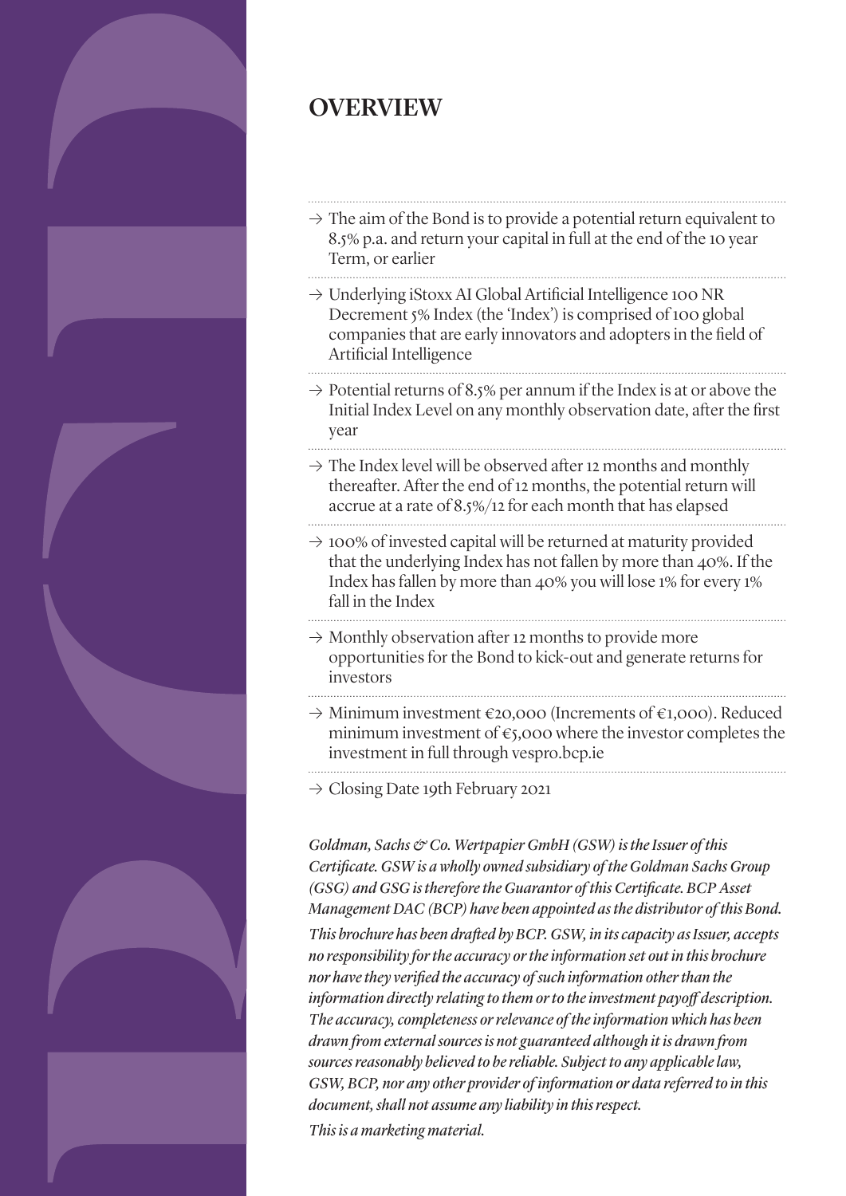## OVERVIEW

- → The aim of the Bond is to provide a potential return equivalent to 8.5% p.a. and return your capital in full at the end of the 10 year Term, or earlier
- → Underlying iStoxx AI Global Artificial Intelligence 100 NR Decrement 5% Index (the 'Index') is comprised of 100 global companies that are early innovators and adopters in the field of Artificial Intelligence
- → Potential returns of 8.5% per annum if the Index is at or above the Initial Index Level on any monthly observation date, after the first year
- → The Index level will be observed after 12 months and monthly thereafter. After the end of 12 months, the potential return will accrue at a rate of 8.5%/12 for each month that has elapsed
- → 100% of invested capital will be returned at maturity provided that the underlying Index has not fallen by more than 40%. If the Index has fallen by more than 40% you will lose 1% for every 1% fall in the Index
- → Monthly observation after 12 months to provide more opportunities for the Bond to kick-out and generate returns for investors
- → Minimum investment €20,000 (Increments of €1,000). Reduced minimum investment of €5,000 where the investor completes the investment in full through vespro.bcp.ie
- → Closing Date 19th February 2021

*Goldman, Sachs & Co. Wertpapier GmbH (GSW) is the Issuer of this Certificate. GSW is a wholly owned subsidiary of the Goldman Sachs Group (GSG) and GSG is therefore the Guarantor of this Certificate. BCP Asset Management DAC (BCP) have been appointed as the distributor of this Bond.*

*This brochure has been drafted by BCP. GSW, in its capacity as Issuer, accepts no responsibility for the accuracy or the information set out in this brochure nor have they verified the accuracy of such information other than the information directly relating to them or to the investment payoff description. The accuracy, completeness or relevance of the information which has been drawn from external sources is not guaranteed although it is drawn from sources reasonably believed to be reliable. Subject to any applicable law, GSW, BCP, nor any other provider of information or data referred to in this document, shall not assume any liability in this respect.*

*This is a marketing material.*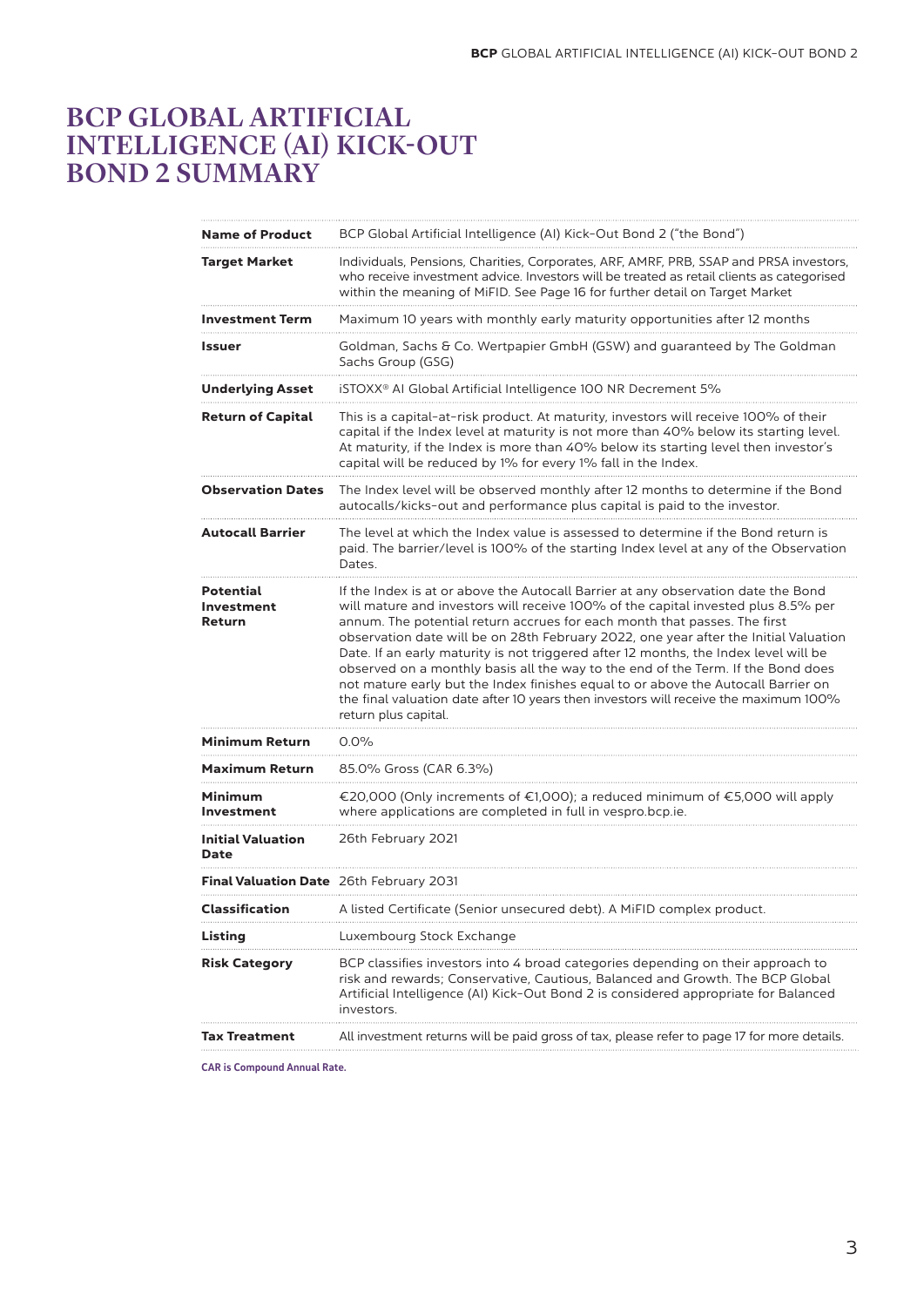# BCP GLOBAL ARTIFICIAL INTELLIGENCE (AI) KICK-OUT BOND 2 SUMMARY

| | |
|---|---|
| **Name of Product** | BCP Global Artificial Intelligence (AI) Kick-Out Bond 2 ("the Bond") |
| **Target Market** | Individuals, Pensions, Charities, Corporates, ARF, AMRF, PRB, SSAP and PRSA investors, who receive investment advice. Investors will be treated as retail clients as categorised within the meaning of MiFID. See Page 16 for further detail on Target Market |
| **Investment Term** | Maximum 10 years with monthly early maturity opportunities after 12 months |
| **Issuer** | Goldman, Sachs & Co. Wertpapier GmbH (GSW) and guaranteed by The Goldman Sachs Group (GSG) |
| **Underlying Asset** | iSTOXX® AI Global Artificial Intelligence 100 NR Decrement 5% |
| **Return of Capital** | This is a capital-at-risk product. At maturity, investors will receive 100% of their capital if the Index level at maturity is not more than 40% below its starting level. At maturity, if the Index is more than 40% below its starting level then investor's capital will be reduced by 1% for every 1% fall in the Index. |
| **Observation Dates** | The Index level will be observed monthly after 12 months to determine if the Bond autocalls/kicks-out and performance plus capital is paid to the investor. |
| **Autocall Barrier** | The level at which the Index value is assessed to determine if the Bond return is paid. The barrier/level is 100% of the starting Index level at any of the Observation Dates. |
| **Potential Investment Return** | If the Index is at or above the Autocall Barrier at any observation date the Bond will mature and investors will receive 100% of the capital invested plus 8.5% per annum. The potential return accrues for each month that passes. The first observation date will be on 28th February 2022, one year after the Initial Valuation Date. If an early maturity is not triggered after 12 months, the Index level will be observed on a monthly basis all the way to the end of the Term. If the Bond does not mature early but the Index finishes equal to or above the Autocall Barrier on the final valuation date after 10 years then investors will receive the maximum 100% return plus capital. |
| **Minimum Return** | 0.0% |
| **Maximum Return** | 85.0% Gross (CAR 6.3%) |
| **Minimum Investment** | €20,000 (Only increments of €1,000); a reduced minimum of €5,000 will apply where applications are completed in full in vespro.bcp.ie. |
| **Initial Valuation Date** | 26th February 2021 |
| **Final Valuation Date** | 26th February 2031 |
| **Classification** | A listed Certificate (Senior unsecured debt). A MiFID complex product. |
| **Listing** | Luxembourg Stock Exchange |
| **Risk Category** | BCP classifies investors into 4 broad categories depending on their approach to risk and rewards; Conservative, Cautious, Balanced and Growth. The BCP Global Artificial Intelligence (AI) Kick-Out Bond 2 is considered appropriate for Balanced investors. |
| **Tax Treatment** | All investment returns will be paid gross of tax, please refer to page 17 for more details. |

**CAR is Compound Annual Rate.**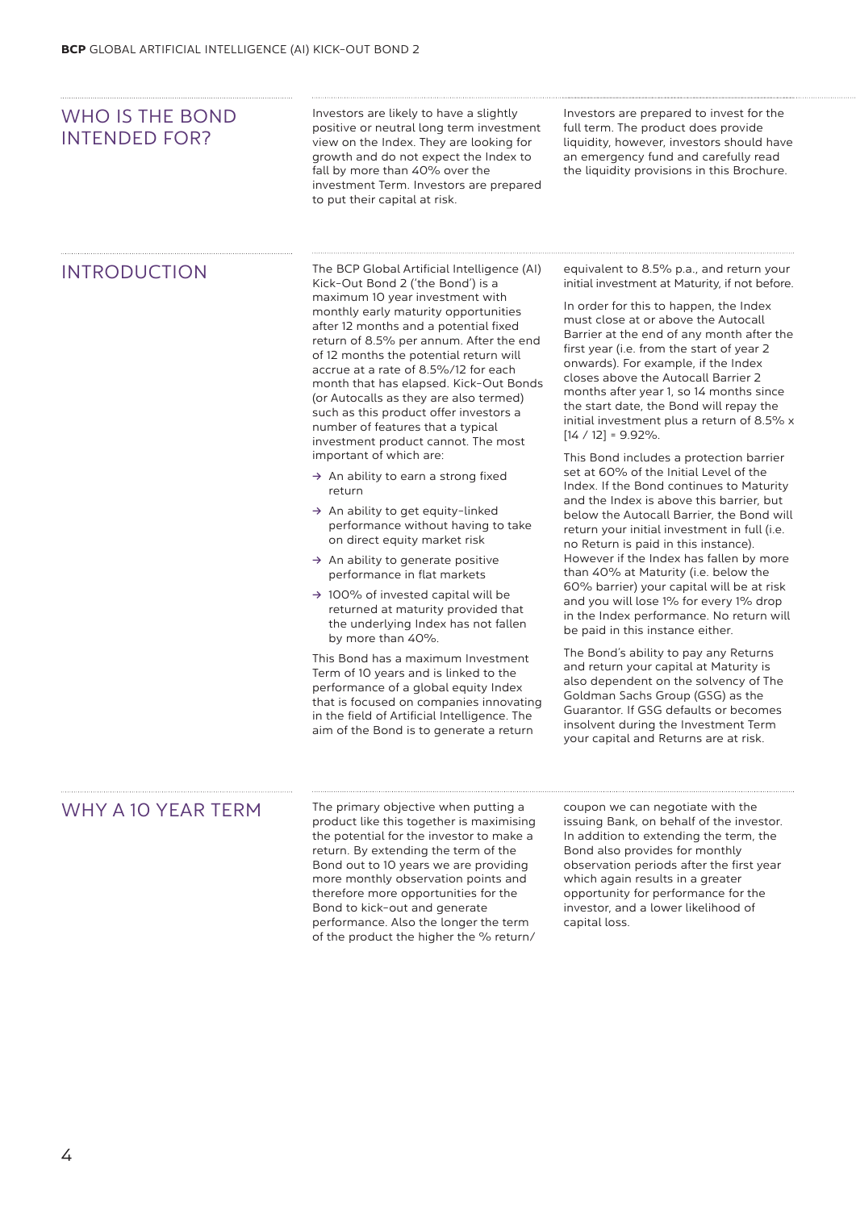## WHO IS THE BOND INTENDED FOR?

Investors are likely to have a slightly positive or neutral long term investment view on the Index. They are looking for growth and do not expect the Index to fall by more than 40% over the investment Term. Investors are prepared to put their capital at risk.

Investors are prepared to invest for the full term. The product does provide liquidity, however, investors should have an emergency fund and carefully read the liquidity provisions in this Brochure.

## INTRODUCTION

The BCP Global Artificial Intelligence (AI) Kick-Out Bond 2 ('the Bond') is a maximum 10 year investment with monthly early maturity opportunities after 12 months and a potential fixed return of 8.5% per annum. After the end of 12 months the potential return will accrue at a rate of 8.5%/12 for each month that has elapsed. Kick-Out Bonds (or Autocalls as they are also termed) such as this product offer investors a number of features that a typical investment product cannot. The most important of which are:

- An ability to earn a strong fixed return
- An ability to get equity-linked performance without having to take on direct equity market risk
- An ability to generate positive performance in flat markets
- 100% of invested capital will be returned at maturity provided that the underlying Index has not fallen by more than 40%.

This Bond has a maximum Investment Term of 10 years and is linked to the performance of a global equity Index that is focused on companies innovating in the field of Artificial Intelligence. The aim of the Bond is to generate a return equivalent to 8.5% p.a., and return your initial investment at Maturity, if not before.

In order for this to happen, the Index must close at or above the Autocall Barrier at the end of any month after the first year (i.e. from the start of year 2 onwards). For example, if the Index closes above the Autocall Barrier 2 months after year 1, so 14 months since the start date, the Bond will repay the initial investment plus a return of 8.5% x [14 / 12] = 9.92%.

This Bond includes a protection barrier set at 60% of the Initial Level of the Index. If the Bond continues to Maturity and the Index is above this barrier, but below the Autocall Barrier, the Bond will return your initial investment in full (i.e. no Return is paid in this instance). However if the Index has fallen by more than 40% at Maturity (i.e. below the 60% barrier) your capital will be at risk and you will lose 1% for every 1% drop in the Index performance. No return will be paid in this instance either.

The Bond's ability to pay any Returns and return your capital at Maturity is also dependent on the solvency of The Goldman Sachs Group (GSG) as the Guarantor. If GSG defaults or becomes insolvent during the Investment Term your capital and Returns are at risk.

## WHY A 10 YEAR TERM

The primary objective when putting a product like this together is maximising the potential for the investor to make a return. By extending the term of the Bond out to 10 years we are providing more monthly observation points and therefore more opportunities for the Bond to kick-out and generate performance. Also the longer the term of the product the higher the % return/coupon we can negotiate with the issuing Bank, on behalf of the investor. In addition to extending the term, the Bond also provides for monthly observation periods after the first year which again results in a greater opportunity for performance for the investor, and a lower likelihood of capital loss.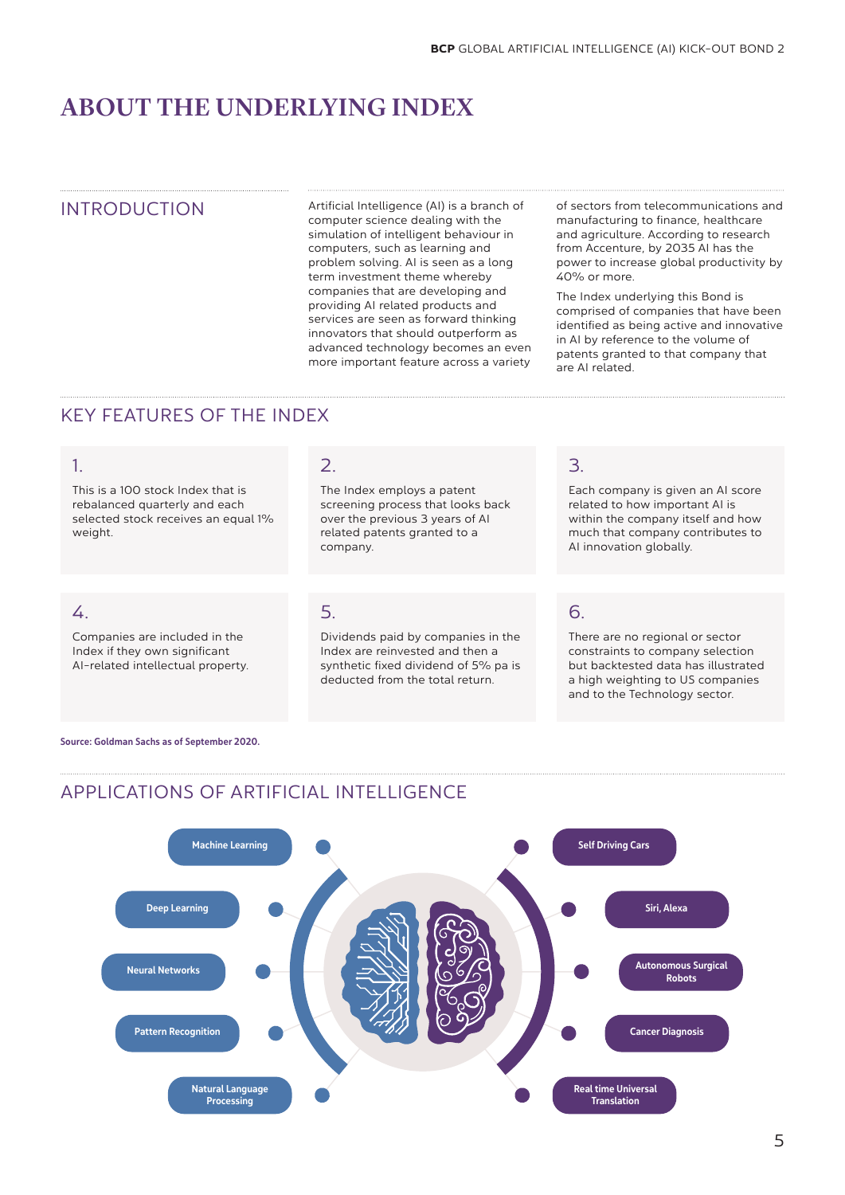# ABOUT THE UNDERLYING INDEX

## INTRODUCTION

Artificial Intelligence (AI) is a branch of computer science dealing with the simulation of intelligent behaviour in computers, such as learning and problem solving. AI is seen as a long term investment theme whereby companies that are developing and providing AI related products and services are seen as forward thinking innovators that should outperform as advanced technology becomes an even more important feature across a variety of sectors from telecommunications and manufacturing to finance, healthcare and agriculture. According to research from Accenture, by 2035 AI has the power to increase global productivity by 40% or more.

The Index underlying this Bond is comprised of companies that have been identified as being active and innovative in AI by reference to the volume of patents granted to that company that are AI related.

## KEY FEATURES OF THE INDEX

1. This is a 100 stock Index that is rebalanced quarterly and each selected stock receives an equal 1% weight.

2. The Index employs a patent screening process that looks back over the previous 3 years of AI related patents granted to a company.

3. Each company is given an AI score related to how important AI is within the company itself and how much that company contributes to AI innovation globally.

4. Companies are included in the Index if they own significant AI-related intellectual property.

5. Dividends paid by companies in the Index are reinvested and then a synthetic fixed dividend of 5% pa is deducted from the total return.

6. There are no regional or sector constraints to company selection but backtested data has illustrated a high weighting to US companies and to the Technology sector.

**Source: Goldman Sachs as of September 2020.**

## APPLICATIONS OF ARTIFICIAL INTELLIGENCE

- Machine Learning
- Deep Learning
- Neural Networks
- Pattern Recognition
- Natural Language Processing
- Self Driving Cars
- Siri, Alexa
- Autonomous Surgical Robots
- Cancer Diagnosis
- Real time Universal Translation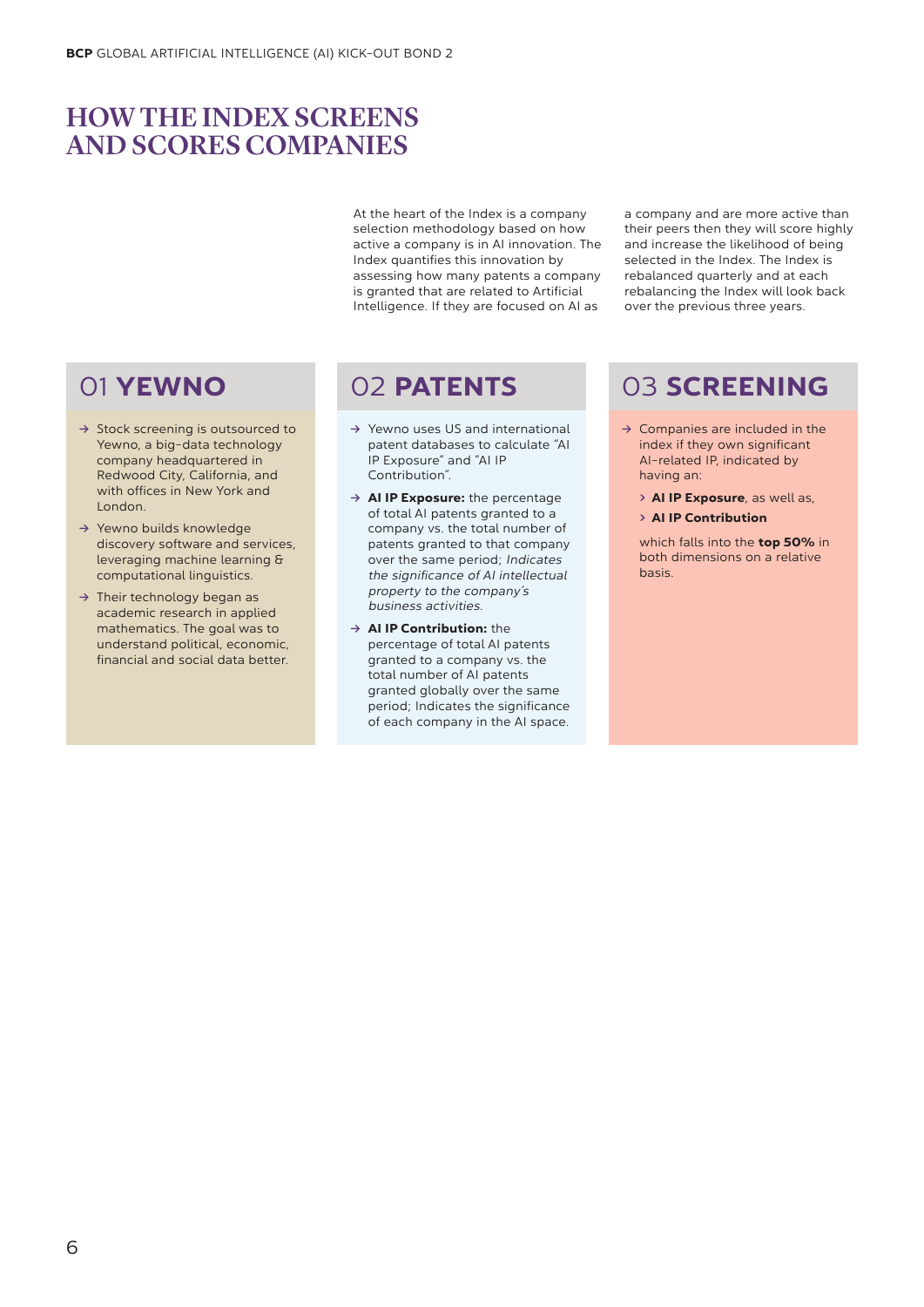# HOW THE INDEX SCREENS AND SCORES COMPANIES

At the heart of the Index is a company selection methodology based on how active a company is in AI innovation. The Index quantifies this innovation by assessing how many patents a company is granted that are related to Artificial Intelligence. If they are focused on AI as a company and are more active than their peers then they will score highly and increase the likelihood of being selected in the Index. The Index is rebalanced quarterly and at each rebalancing the Index will look back over the previous three years.

## 01 YEWNO

- Stock screening is outsourced to Yewno, a big-data technology company headquartered in Redwood City, California, and with offices in New York and London.
- Yewno builds knowledge discovery software and services, leveraging machine learning & computational linguistics.
- Their technology began as academic research in applied mathematics. The goal was to understand political, economic, financial and social data better.

## 02 PATENTS

- Yewno uses US and international patent databases to calculate "AI IP Exposure" and "AI IP Contribution".
- **AI IP Exposure:** the percentage of total AI patents granted to a company vs. the total number of patents granted to that company over the same period; *Indicates the significance of AI intellectual property to the company's business activities.*
- **AI IP Contribution:** the percentage of total AI patents granted to a company vs. the total number of AI patents granted globally over the same period; Indicates the significance of each company in the AI space.

## 03 SCREENING

- Companies are included in the index if they own significant AI-related IP, indicated by having an:
  - **AI IP Exposure**, as well as,
  - **AI IP Contribution**

  which falls into the **top 50%** in both dimensions on a relative basis.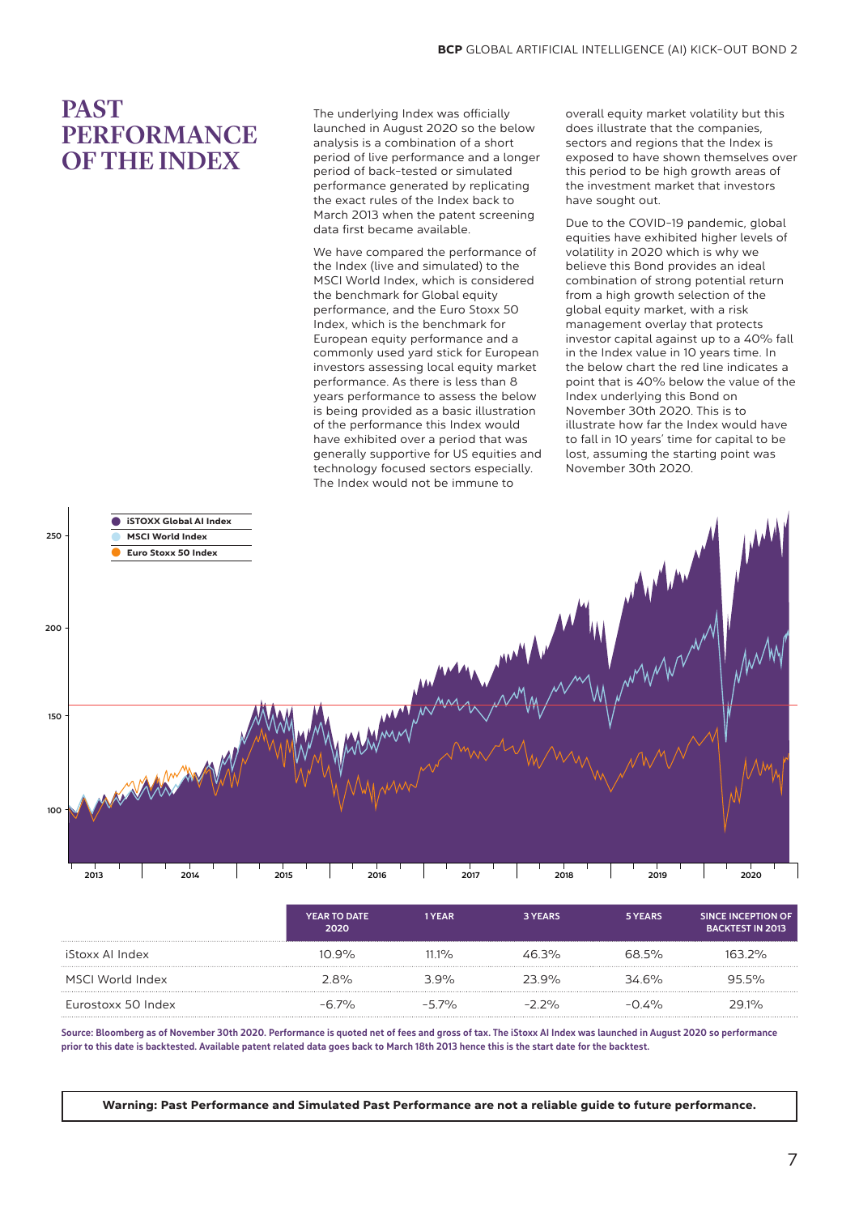# PAST PERFORMANCE OF THE INDEX

The underlying Index was officially launched in August 2020 so the below analysis is a combination of a short period of live performance and a longer period of back-tested or simulated performance generated by replicating the exact rules of the Index back to March 2013 when the patent screening data first became available.

We have compared the performance of the Index (live and simulated) to the MSCI World Index, which is considered the benchmark for Global equity performance, and the Euro Stoxx 50 Index, which is the benchmark for European equity performance and a commonly used yard stick for European investors assessing local equity market performance. As there is less than 8 years performance to assess the below is being provided as a basic illustration of the performance this Index would have exhibited over a period that was generally supportive for US equities and technology focused sectors especially. The Index would not be immune to overall equity market volatility but this does illustrate that the companies, sectors and regions that the Index is exposed to have shown themselves over this period to be high growth areas of the investment market that investors have sought out.

Due to the COVID-19 pandemic, global equities have exhibited higher levels of volatility in 2020 which is why we believe this Bond provides an ideal combination of strong potential return from a high growth selection of the global equity market, with a risk management overlay that protects investor capital against up to a 40% fall in the Index value in 10 years time. In the below chart the red line indicates a point that is 40% below the value of the Index underlying this Bond on November 30th 2020. This is to illustrate how far the Index would have to fall in 10 years' time for capital to be lost, assuming the starting point was November 30th 2020.

|  | YEAR TO DATE 2020 | 1 YEAR | 3 YEARS | 5 YEARS | SINCE INCEPTION OF BACKTEST IN 2013 |
|---|---|---|---|---|---|
| iStoxx AI Index | 10.9% | 11.1% | 46.3% | 68.5% | 163.2% |
| MSCI World Index | 2.8% | 3.9% | 23.9% | 34.6% | 95.5% |
| Eurostoxx 50 Index | -6.7% | -5.7% | -2.2% | -0.4% | 29.1% |

**Source: Bloomberg as of November 30th 2020. Performance is quoted net of fees and gross of tax. The iStoxx AI Index was launched in August 2020 so performance prior to this date is backtested. Available patent related data goes back to March 18th 2013 hence this is the start date for the backtest.**

**Warning: Past Performance and Simulated Past Performance are not a reliable guide to future performance.**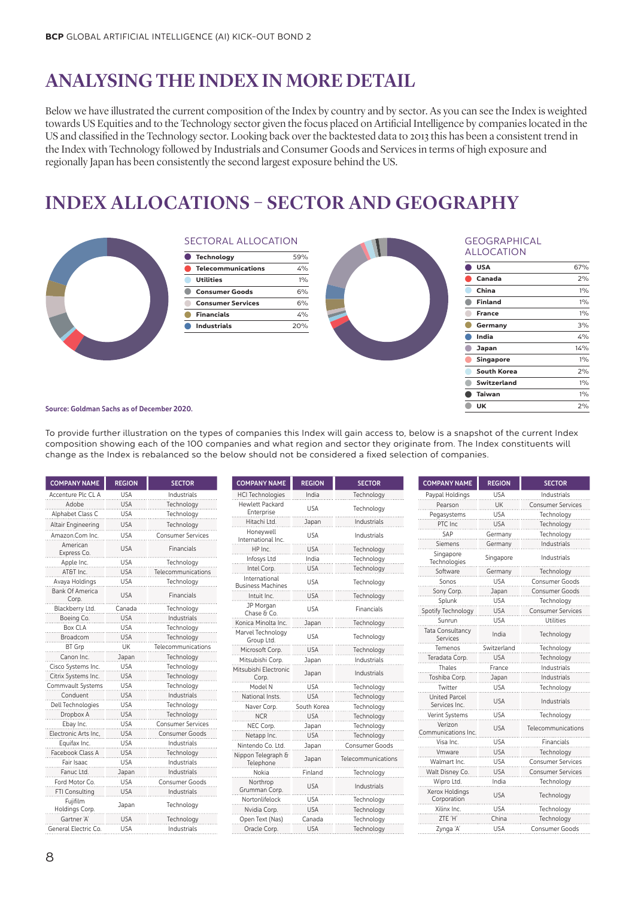# ANALYSING THE INDEX IN MORE DETAIL

Below we have illustrated the current composition of the Index by country and by sector. As you can see the Index is weighted towards US Equities and to the Technology sector given the focus placed on Artificial Intelligence by companies located in the US and classified in the Technology sector. Looking back over the backtested data to 2013 this has been a consistent trend in the Index with Technology followed by Industrials and Consumer Goods and Services in terms of high exposure and regionally Japan has been consistently the second largest exposure behind the US.

# INDEX ALLOCATIONS – SECTOR AND GEOGRAPHY

### SECTORAL ALLOCATION

| Sector | % |
|---|---|
| Technology | 59% |
| Telecommunications | 4% |
| Utilities | 1% |
| Consumer Goods | 6% |
| Consumer Services | 6% |
| Financials | 4% |
| Industrials | 20% |

### GEOGRAPHICAL ALLOCATION

| Country | % |
|---|---|
| USA | 67% |
| Canada | 2% |
| China | 1% |
| Finland | 1% |
| France | 1% |
| Germany | 3% |
| India | 4% |
| Japan | 14% |
| Singapore | 1% |
| South Korea | 2% |
| Switzerland | 1% |
| Taiwan | 1% |
| UK | 2% |

**Source: Goldman Sachs as of December 2020.**

To provide further illustration on the types of companies this Index will gain access to, below is a snapshot of the current Index composition showing each of the 100 companies and what region and sector they originate from. The Index constituents will change as the Index is rebalanced so the below should not be considered a fixed selection of companies.

| COMPANY NAME | REGION | SECTOR |
|---|---|---|
| Accenture Plc CL A | USA | Industrials |
| Adobe | USA | Technology |
| Alphabet Class C | USA | Technology |
| Altair Engineering | USA | Technology |
| Amazon Com Inc. | USA | Consumer Services |
| American Express Co. | USA | Financials |
| Apple Inc. | USA | Technology |
| AT&T Inc. | USA | Telecommunications |
| Avaya Holdings | USA | Technology |
| Bank Of America Corp. | USA | Financials |
| Blackberry Ltd. | Canada | Technology |
| Boeing Co. | USA | Industrials |
| Box Cl.A | USA | Technology |
| Broadcom | USA | Technology |
| BT Grp | UK | Telecommunications |
| Canon Inc. | Japan | Technology |
| Cisco Systems Inc. | USA | Technology |
| Citrix Systems Inc. | USA | Technology |
| Commvault Systems | USA | Technology |
| Conduent | USA | Industrials |
| Dell Technologies | USA | Technology |
| Dropbox A | USA | Technology |
| Ebay Inc. | USA | Consumer Services |
| Electronic Arts Inc, | USA | Consumer Goods |
| Equifax Inc. | USA | Industrials |
| Facebook Class A | USA | Technology |
| Fair Isaac | USA | Industrials |
| Fanuc Ltd. | Japan | Industrials |
| Ford Motor Co. | USA | Consumer Goods |
| FTI Consulting | USA | Industrials |
| Fujifilm Holdings Corp. | Japan | Technology |
| Gartner 'A' | USA | Technology |
| General Electric Co. | USA | Industrials |
| HCl Technologies | India | Technology |
| Hewlett Packard Enterprise | USA | Technology |
| Hitachi Ltd. | Japan | Industrials |
| Honeywell International Inc. | USA | Industrials |
| HP Inc. | USA | Technology |
| Infosys Ltd | India | Technology |
| Intel Corp. | USA | Technology |
| International Business Machines | USA | Technology |
| Intuit Inc. | USA | Technology |
| JP Morgan Chase & Co. | USA | Financials |
| Konica Minolta Inc. | Japan | Technology |
| Marvel Technology Group Ltd. | USA | Technology |
| Microsoft Corp. | USA | Technology |
| Mitsubishi Corp. | Japan | Industrials |
| Mitsubishi Electronic Corp. | Japan | Industrials |
| Model N | USA | Technology |
| National Insts. | USA | Technology |
| Naver Corp. | South Korea | Technology |
| NCR | USA | Technology |
| NEC Corp. | Japan | Technology |
| Netapp Inc. | USA | Technology |
| Nintendo Co. Ltd. | Japan | Consumer Goods |
| Nippon Telegraph & Telephone | Japan | Telecommunications |
| Nokia | Finland | Technology |
| Northrop Grumman Corp. | USA | Industrials |
| Nortonlifelock | USA | Technology |
| Nvidia Corp. | USA | Technology |
| Open Text (Nas) | Canada | Technology |
| Oracle Corp. | USA | Technology |
| Paypal Holdings | USA | Industrials |
| Pearson | UK | Consumer Services |
| Pegasystems | USA | Technology |
| PTC Inc | USA | Technology |
| SAP | Germany | Technology |
| Siemens | Germany | Industrials |
| Singapore Technologies | Singapore | Industrials |
| Software | Germany | Technology |
| Sonos | USA | Consumer Goods |
| Sony Corp. | Japan | Consumer Goods |
| Splunk | USA | Technology |
| Spotify Technology | USA | Consumer Services |
| Sunrun | USA | Utilities |
| Tata Consultancy Services | India | Technology |
| Temenos | Switzerland | Technology |
| Teradata Corp. | USA | Technology |
| Thales | France | Industrials |
| Toshiba Corp. | Japan | Industrials |
| Twitter | USA | Technology |
| United Parcel Services Inc. | USA | Industrials |
| Verint Systems | USA | Technology |
| Verizon Communications Inc. | USA | Telecommunications |
| Visa Inc. | USA | Financials |
| Vmware | USA | Technology |
| Walmart Inc. | USA | Consumer Services |
| Walt Disney Co. | USA | Consumer Services |
| Wipro Ltd. | India | Technology |
| Xerox Holdings Corporation | USA | Technology |
| Xilinx Inc. | USA | Technology |
| ZTE 'H' | China | Technology |
| Zynga 'A' | USA | Consumer Goods |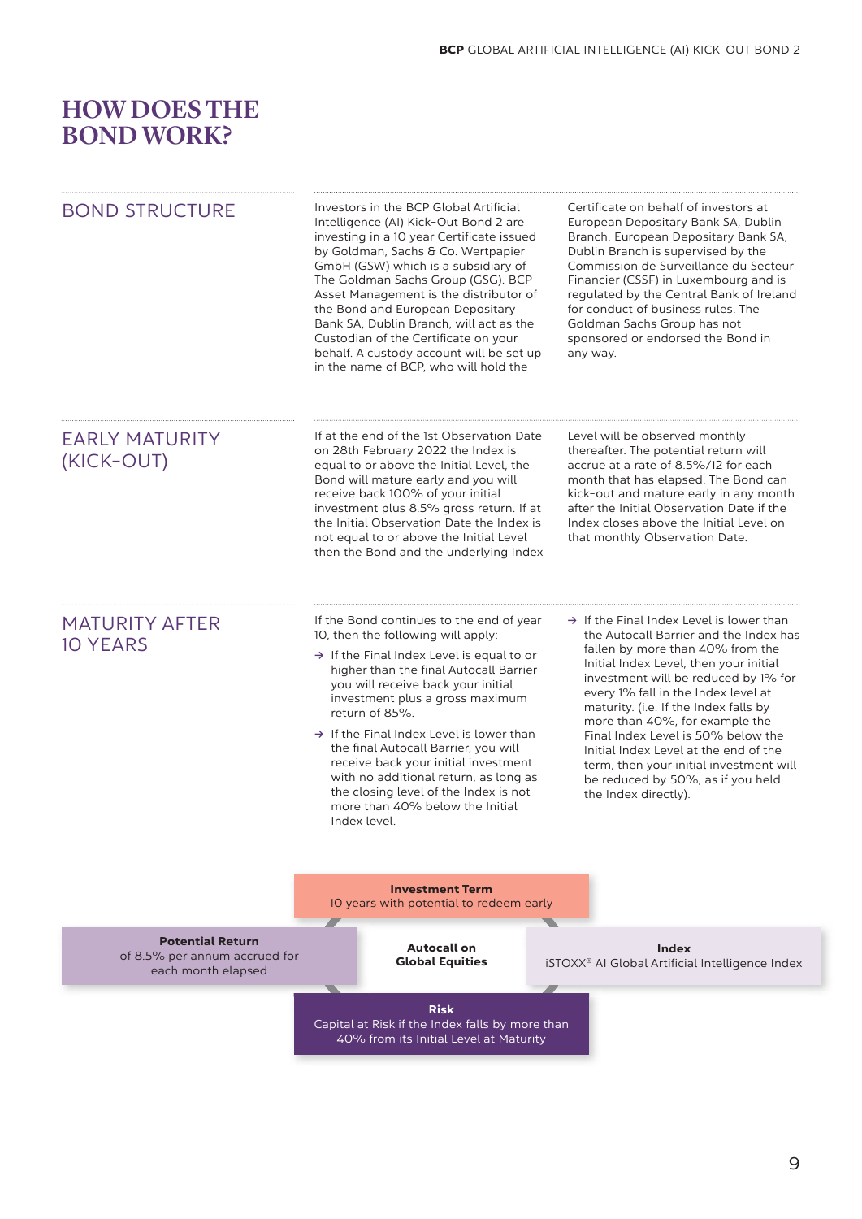# HOW DOES THE BOND WORK?

## BOND STRUCTURE

Investors in the BCP Global Artificial Intelligence (AI) Kick-Out Bond 2 are investing in a 10 year Certificate issued by Goldman, Sachs & Co. Wertpapier GmbH (GSW) which is a subsidiary of The Goldman Sachs Group (GSG). BCP Asset Management is the distributor of the Bond and European Depositary Bank SA, Dublin Branch, will act as the Custodian of the Certificate on your behalf. A custody account will be set up in the name of BCP, who will hold the Certificate on behalf of investors at European Depositary Bank SA, Dublin Branch. European Depositary Bank SA, Dublin Branch is supervised by the Commission de Surveillance du Secteur Financier (CSSF) in Luxembourg and is regulated by the Central Bank of Ireland for conduct of business rules. The Goldman Sachs Group has not sponsored or endorsed the Bond in any way.

## EARLY MATURITY (KICK-OUT)

If at the end of the 1st Observation Date on 28th February 2022 the Index is equal to or above the Initial Level, the Bond will mature early and you will receive back 100% of your initial investment plus 8.5% gross return. If at the Initial Observation Date the Index is not equal to or above the Initial Level then the Bond and the underlying Index Level will be observed monthly thereafter. The potential return will accrue at a rate of 8.5%/12 for each month that has elapsed. The Bond can kick-out and mature early in any month after the Initial Observation Date if the Index closes above the Initial Level on that monthly Observation Date.

## MATURITY AFTER 10 YEARS

If the Bond continues to the end of year 10, then the following will apply:

- If the Final Index Level is equal to or higher than the final Autocall Barrier you will receive back your initial investment plus a gross maximum return of 85%.
- If the Final Index Level is lower than the final Autocall Barrier, you will receive back your initial investment with no additional return, as long as the closing level of the Index is not more than 40% below the Initial Index level.
- If the Final Index Level is lower than the Autocall Barrier and the Index has fallen by more than 40% from the Initial Index Level, then your initial investment will be reduced by 1% for every 1% fall in the Index level at maturity. (i.e. If the Index falls by more than 40%, for example the Final Index Level is 50% below the Initial Index Level at the end of the term, then your initial investment will be reduced by 50%, as if you held the Index directly).

**Autocall on Global Equities**

**Investment Term**
10 years with potential to redeem early

**Potential Return**
of 8.5% per annum accrued for each month elapsed

**Index**
iSTOXX® AI Global Artificial Intelligence Index

**Risk**
Capital at Risk if the Index falls by more than 40% from its Initial Level at Maturity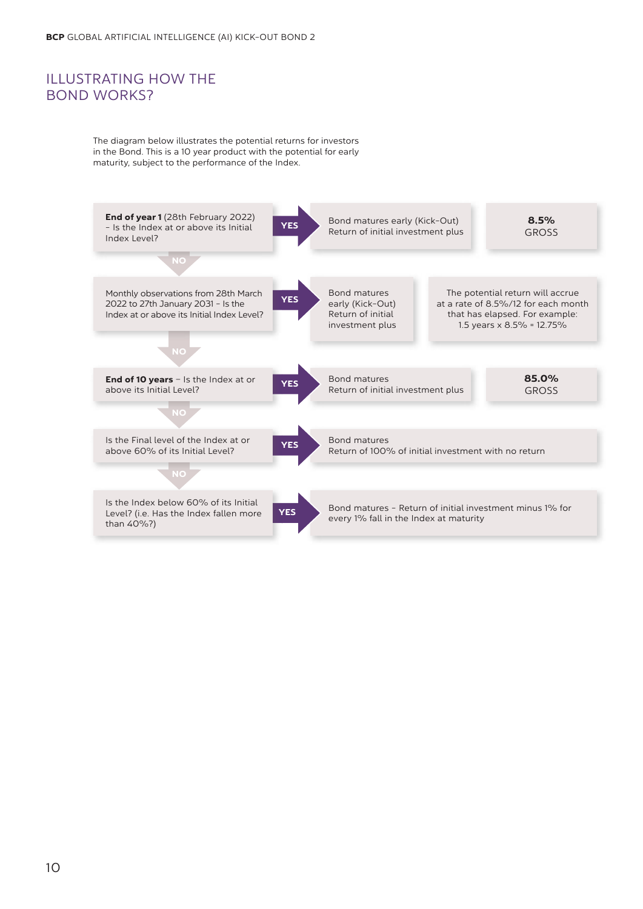# ILLUSTRATING HOW THE BOND WORKS?

The diagram below illustrates the potential returns for investors in the Bond. This is a 10 year product with the potential for early maturity, subject to the performance of the Index.

**End of year 1** (28th February 2022) – Is the Index at or above its Initial Index Level?

- **YES** → Bond matures early (Kick-Out) Return of initial investment plus **8.5%** GROSS
- **NO** ↓

Monthly observations from 28th March 2022 to 27th January 2031 – Is the Index at or above its Initial Index Level?

- **YES** → Bond matures early (Kick-Out) Return of initial investment plus — The potential return will accrue at a rate of 8.5%/12 for each month that has elapsed. For example: 1.5 years x 8.5% = 12.75%
- **NO** ↓

**End of 10 years** – Is the Index at or above its Initial Level?

- **YES** → Bond matures Return of initial investment plus **85.0%** GROSS
- **NO** ↓

Is the Final level of the Index at or above 60% of its Initial Level?

- **YES** → Bond matures Return of 100% of initial investment with no return
- **NO** ↓

Is the Index below 60% of its Initial Level? (i.e. Has the Index fallen more than 40%?)

- **YES** → Bond matures – Return of initial investment minus 1% for every 1% fall in the Index at maturity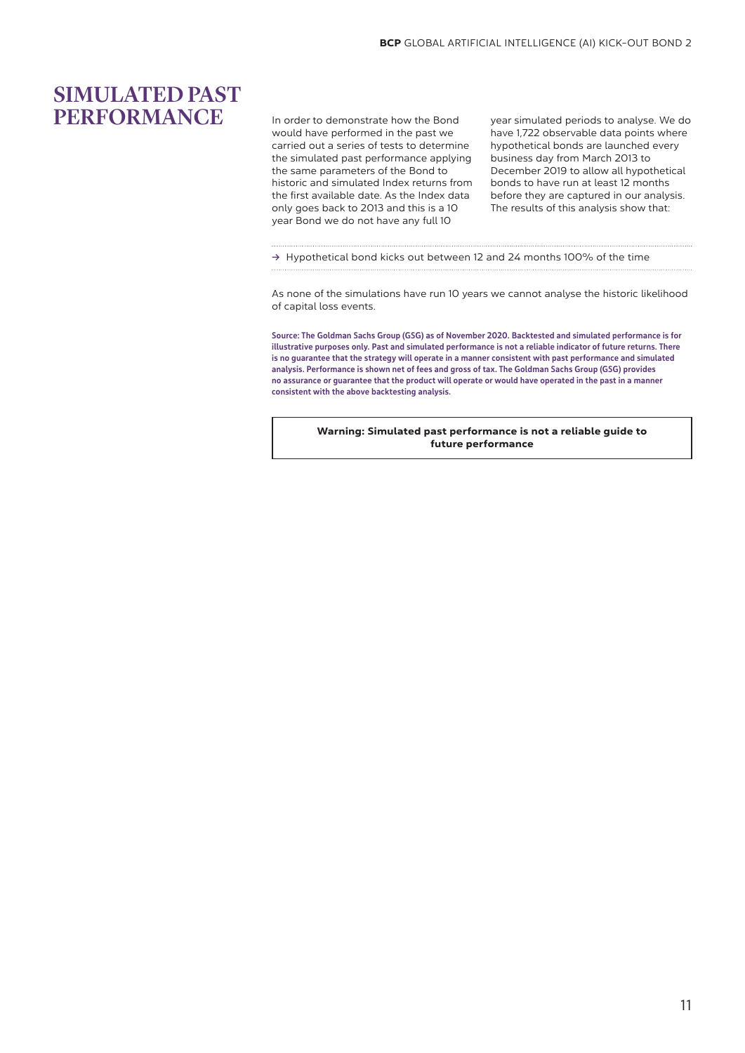# SIMULATED PAST PERFORMANCE

In order to demonstrate how the Bond would have performed in the past we carried out a series of tests to determine the simulated past performance applying the same parameters of the Bond to historic and simulated Index returns from the first available date. As the Index data only goes back to 2013 and this is a 10 year Bond we do not have any full 10 year simulated periods to analyse. We do have 1,722 observable data points where hypothetical bonds are launched every business day from March 2013 to December 2019 to allow all hypothetical bonds to have run at least 12 months before they are captured in our analysis. The results of this analysis show that:

→ Hypothetical bond kicks out between 12 and 24 months 100% of the time

As none of the simulations have run 10 years we cannot analyse the historic likelihood of capital loss events.

**Source: The Goldman Sachs Group (GSG) as of November 2020. Backtested and simulated performance is for illustrative purposes only. Past and simulated performance is not a reliable indicator of future returns. There is no guarantee that the strategy will operate in a manner consistent with past performance and simulated analysis. Performance is shown net of fees and gross of tax. The Goldman Sachs Group (GSG) provides no assurance or guarantee that the product will operate or would have operated in the past in a manner consistent with the above backtesting analysis.**

**Warning: Simulated past performance is not a reliable guide to future performance**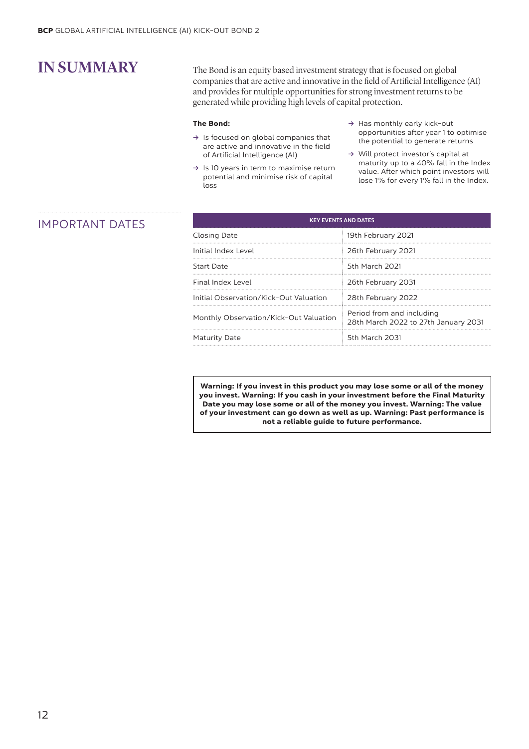# IN SUMMARY

The Bond is an equity based investment strategy that is focused on global companies that are active and innovative in the field of Artificial Intelligence (AI) and provides for multiple opportunities for strong investment returns to be generated while providing high levels of capital protection.

**The Bond:**

- → Is focused on global companies that are active and innovative in the field of Artificial Intelligence (AI)
- → Is 10 years in term to maximise return potential and minimise risk of capital loss
- → Has monthly early kick-out opportunities after year 1 to optimise the potential to generate returns
- → Will protect investor's capital at maturity up to a 40% fall in the Index value. After which point investors will lose 1% for every 1% fall in the Index.

## IMPORTANT DATES

| KEY EVENTS AND DATES | |
|---|---|
| Closing Date | 19th February 2021 |
| Initial Index Level | 26th February 2021 |
| Start Date | 5th March 2021 |
| Final Index Level | 26th February 2031 |
| Initial Observation/Kick-Out Valuation | 28th February 2022 |
| Monthly Observation/Kick-Out Valuation | Period from and including 28th March 2022 to 27th January 2031 |
| Maturity Date | 5th March 2031 |

**Warning: If you invest in this product you may lose some or all of the money you invest. Warning: If you cash in your investment before the Final Maturity Date you may lose some or all of the money you invest. Warning: The value of your investment can go down as well as up. Warning: Past performance is not a reliable guide to future performance.**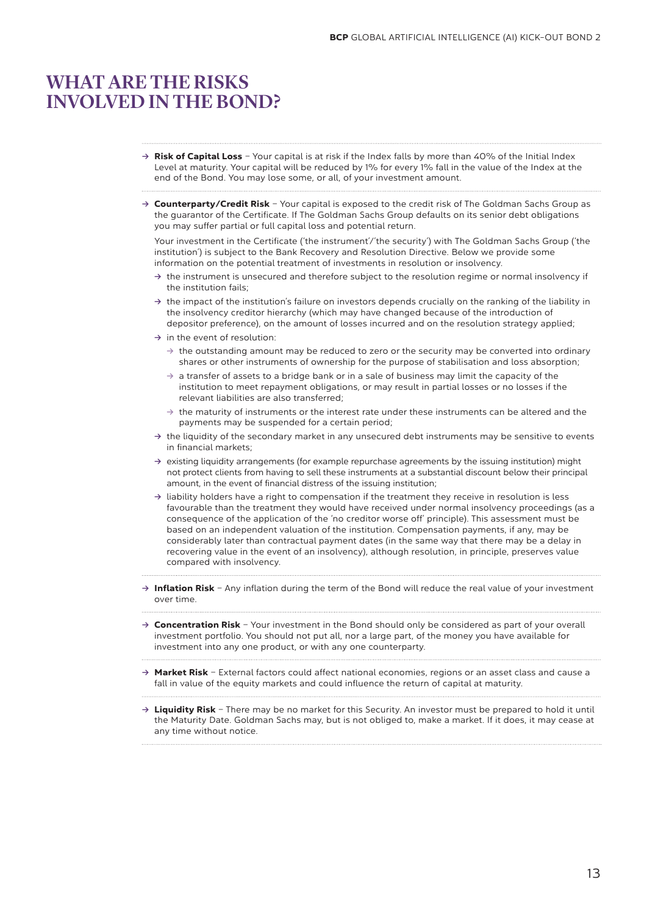# WHAT ARE THE RISKS INVOLVED IN THE BOND?

- **Risk of Capital Loss** – Your capital is at risk if the Index falls by more than 40% of the Initial Index Level at maturity. Your capital will be reduced by 1% for every 1% fall in the value of the Index at the end of the Bond. You may lose some, or all, of your investment amount.

- **Counterparty/Credit Risk** – Your capital is exposed to the credit risk of The Goldman Sachs Group as the guarantor of the Certificate. If The Goldman Sachs Group defaults on its senior debt obligations you may suffer partial or full capital loss and potential return.

  Your investment in the Certificate ('the instrument'/'the security') with The Goldman Sachs Group ('the institution') is subject to the Bank Recovery and Resolution Directive. Below we provide some information on the potential treatment of investments in resolution or insolvency.

  - the instrument is unsecured and therefore subject to the resolution regime or normal insolvency if the institution fails;
  - the impact of the institution's failure on investors depends crucially on the ranking of the liability in the insolvency creditor hierarchy (which may have changed because of the introduction of depositor preference), on the amount of losses incurred and on the resolution strategy applied;
  - in the event of resolution:
    - the outstanding amount may be reduced to zero or the security may be converted into ordinary shares or other instruments of ownership for the purpose of stabilisation and loss absorption;
    - a transfer of assets to a bridge bank or in a sale of business may limit the capacity of the institution to meet repayment obligations, or may result in partial losses or no losses if the relevant liabilities are also transferred;
    - the maturity of instruments or the interest rate under these instruments can be altered and the payments may be suspended for a certain period;
  - the liquidity of the secondary market in any unsecured debt instruments may be sensitive to events in financial markets;
  - existing liquidity arrangements (for example repurchase agreements by the issuing institution) might not protect clients from having to sell these instruments at a substantial discount below their principal amount, in the event of financial distress of the issuing institution;
  - liability holders have a right to compensation if the treatment they receive in resolution is less favourable than the treatment they would have received under normal insolvency proceedings (as a consequence of the application of the 'no creditor worse off' principle). This assessment must be based on an independent valuation of the institution. Compensation payments, if any, may be considerably later than contractual payment dates (in the same way that there may be a delay in recovering value in the event of an insolvency), although resolution, in principle, preserves value compared with insolvency.

- **Inflation Risk** – Any inflation during the term of the Bond will reduce the real value of your investment over time.

- **Concentration Risk** – Your investment in the Bond should only be considered as part of your overall investment portfolio. You should not put all, nor a large part, of the money you have available for investment into any one product, or with any one counterparty.

- **Market Risk** – External factors could affect national economies, regions or an asset class and cause a fall in value of the equity markets and could influence the return of capital at maturity.

- **Liquidity Risk** – There may be no market for this Security. An investor must be prepared to hold it until the Maturity Date. Goldman Sachs may, but is not obliged to, make a market. If it does, it may cease at any time without notice.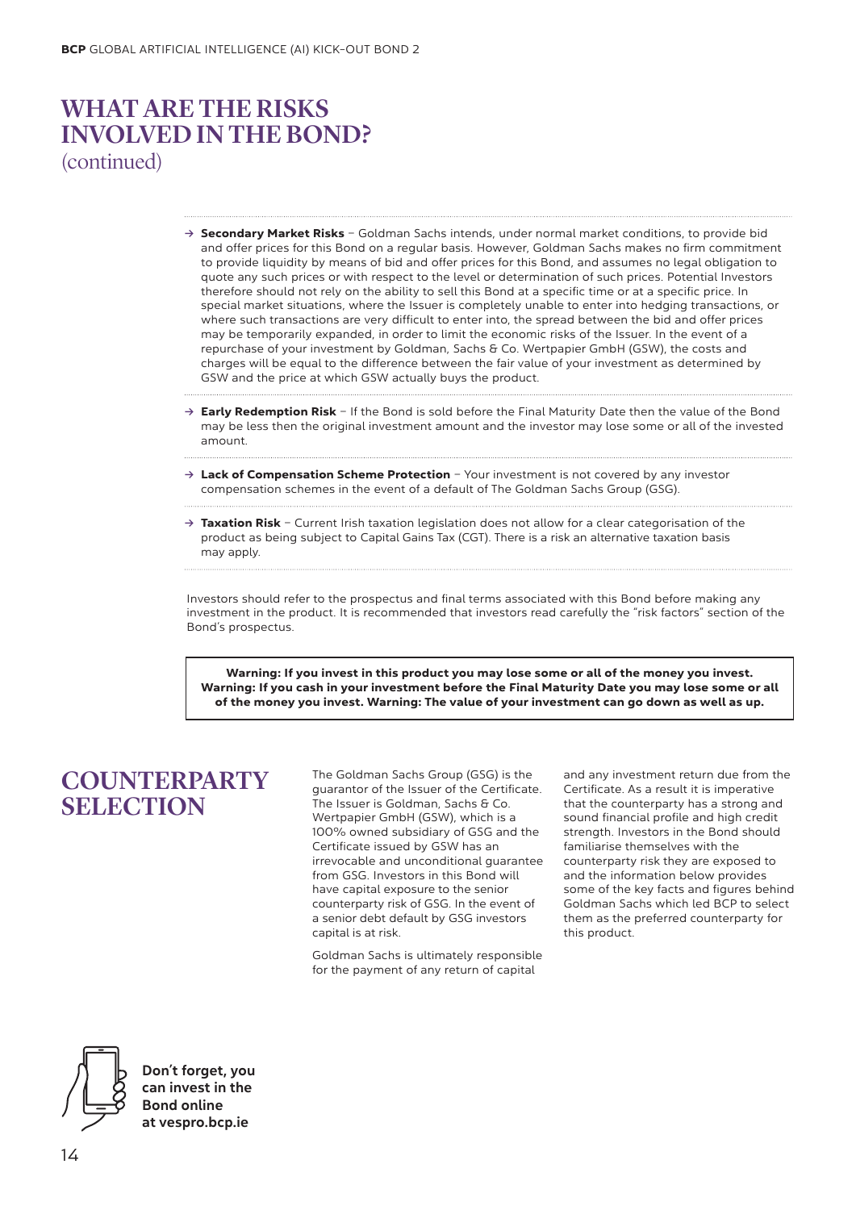# WHAT ARE THE RISKS INVOLVED IN THE BOND?
(continued)

- **Secondary Market Risks** – Goldman Sachs intends, under normal market conditions, to provide bid and offer prices for this Bond on a regular basis. However, Goldman Sachs makes no firm commitment to provide liquidity by means of bid and offer prices for this Bond, and assumes no legal obligation to quote any such prices or with respect to the level or determination of such prices. Potential Investors therefore should not rely on the ability to sell this Bond at a specific time or at a specific price. In special market situations, where the Issuer is completely unable to enter into hedging transactions, or where such transactions are very difficult to enter into, the spread between the bid and offer prices may be temporarily expanded, in order to limit the economic risks of the Issuer. In the event of a repurchase of your investment by Goldman, Sachs & Co. Wertpapier GmbH (GSW), the costs and charges will be equal to the difference between the fair value of your investment as determined by GSW and the price at which GSW actually buys the product.
- **Early Redemption Risk** – If the Bond is sold before the Final Maturity Date then the value of the Bond may be less then the original investment amount and the investor may lose some or all of the invested amount.
- **Lack of Compensation Scheme Protection** – Your investment is not covered by any investor compensation schemes in the event of a default of The Goldman Sachs Group (GSG).
- **Taxation Risk** – Current Irish taxation legislation does not allow for a clear categorisation of the product as being subject to Capital Gains Tax (CGT). There is a risk an alternative taxation basis may apply.

Investors should refer to the prospectus and final terms associated with this Bond before making any investment in the product. It is recommended that investors read carefully the "risk factors" section of the Bond's prospectus.

**Warning: If you invest in this product you may lose some or all of the money you invest. Warning: If you cash in your investment before the Final Maturity Date you may lose some or all of the money you invest. Warning: The value of your investment can go down as well as up.**

# COUNTERPARTY SELECTION

The Goldman Sachs Group (GSG) is the guarantor of the Issuer of the Certificate. The Issuer is Goldman, Sachs & Co. Wertpapier GmbH (GSW), which is a 100% owned subsidiary of GSG and the Certificate issued by GSW has an irrevocable and unconditional guarantee from GSG. Investors in this Bond will have capital exposure to the senior counterparty risk of GSG. In the event of a senior debt default by GSG investors capital is at risk.

Goldman Sachs is ultimately responsible for the payment of any return of capital and any investment return due from the Certificate. As a result it is imperative that the counterparty has a strong and sound financial profile and high credit strength. Investors in the Bond should familiarise themselves with the counterparty risk they are exposed to and the information below provides some of the key facts and figures behind Goldman Sachs which led BCP to select them as the preferred counterparty for this product.

**Don't forget, you can invest in the Bond online at vespro.bcp.ie**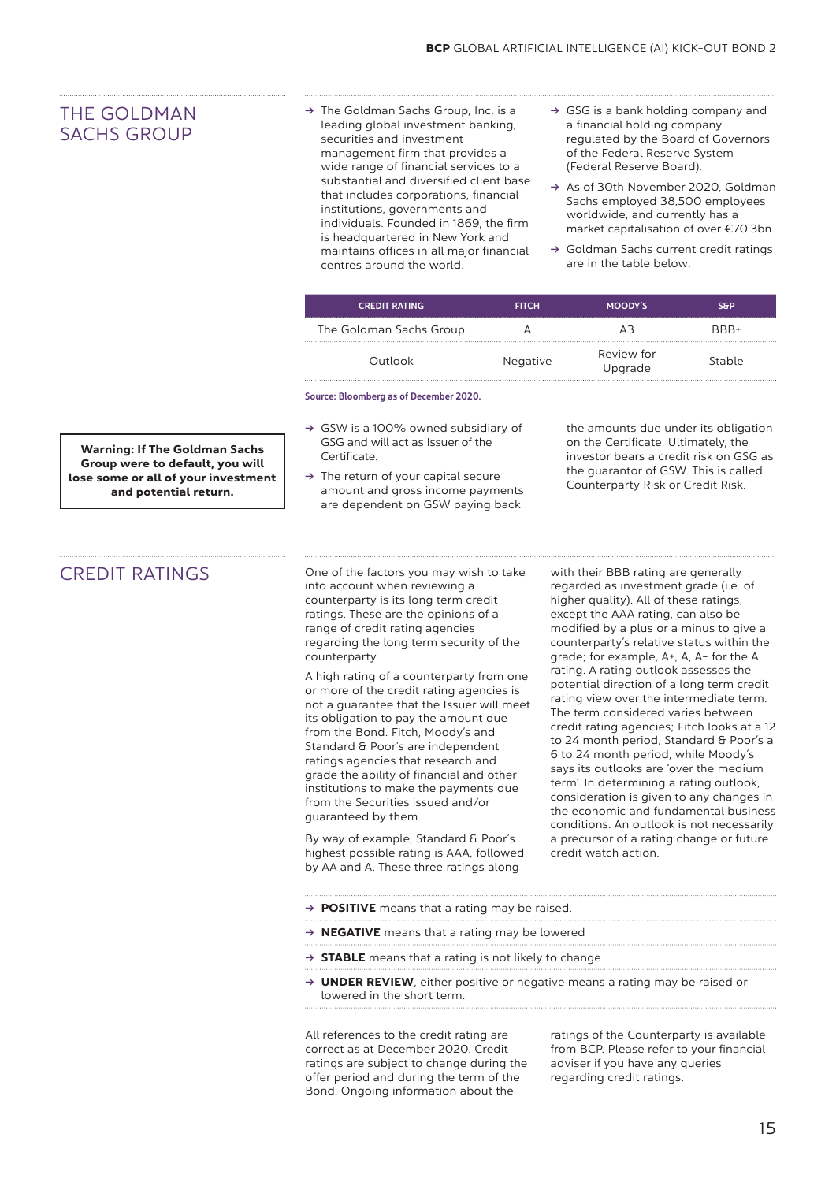## THE GOLDMAN SACHS GROUP

- The Goldman Sachs Group, Inc. is a leading global investment banking, securities and investment management firm that provides a wide range of financial services to a substantial and diversified client base that includes corporations, financial institutions, governments and individuals. Founded in 1869, the firm is headquartered in New York and maintains offices in all major financial centres around the world.
- GSG is a bank holding company and a financial holding company regulated by the Board of Governors of the Federal Reserve System (Federal Reserve Board).
- As of 30th November 2020, Goldman Sachs employed 38,500 employees worldwide, and currently has a market capitalisation of over €70.3bn.
- Goldman Sachs current credit ratings are in the table below:

| CREDIT RATING | FITCH | MOODY'S | S&P |
|---|---|---|---|
| The Goldman Sachs Group | A | A3 | BBB+ |
| Outlook | Negative | Review for Upgrade | Stable |

**Source: Bloomberg as of December 2020.**

**Warning: If The Goldman Sachs Group were to default, you will lose some or all of your investment and potential return.**

- GSW is a 100% owned subsidiary of GSG and will act as Issuer of the Certificate.
- The return of your capital secure amount and gross income payments are dependent on GSW paying back the amounts due under its obligation on the Certificate. Ultimately, the investor bears a credit risk on GSG as the guarantor of GSW. This is called Counterparty Risk or Credit Risk.

## CREDIT RATINGS

One of the factors you may wish to take into account when reviewing a counterparty is its long term credit ratings. These are the opinions of a range of credit rating agencies regarding the long term security of the counterparty.

A high rating of a counterparty from one or more of the credit rating agencies is not a guarantee that the Issuer will meet its obligation to pay the amount due from the Bond. Fitch, Moody's and Standard & Poor's are independent ratings agencies that research and grade the ability of financial and other institutions to make the payments due from the Securities issued and/or guaranteed by them.

By way of example, Standard & Poor's highest possible rating is AAA, followed by AA and A. These three ratings along with their BBB rating are generally regarded as investment grade (i.e. of higher quality). All of these ratings, except the AAA rating, can also be modified by a plus or a minus to give a counterparty's relative status within the grade; for example, A+, A, A- for the A rating. A rating outlook assesses the potential direction of a long term credit rating view over the intermediate term. The term considered varies between credit rating agencies; Fitch looks at a 12 to 24 month period, Standard & Poor's a 6 to 24 month period, while Moody's says its outlooks are 'over the medium term'. In determining a rating outlook, consideration is given to any changes in the economic and fundamental business conditions. An outlook is not necessarily a precursor of a rating change or future credit watch action.

- **POSITIVE** means that a rating may be raised.
- **NEGATIVE** means that a rating may be lowered
- **STABLE** means that a rating is not likely to change
- **UNDER REVIEW**, either positive or negative means a rating may be raised or lowered in the short term.

All references to the credit rating are correct as at December 2020. Credit ratings are subject to change during the offer period and during the term of the Bond. Ongoing information about the ratings of the Counterparty is available from BCP. Please refer to your financial adviser if you have any queries regarding credit ratings.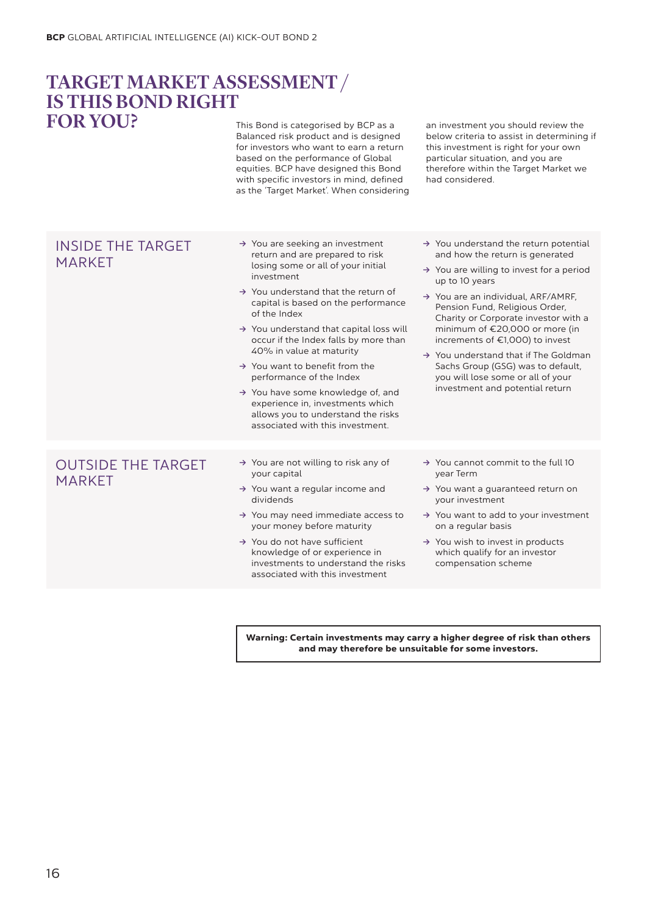# TARGET MARKET ASSESSMENT / IS THIS BOND RIGHT FOR YOU?

This Bond is categorised by BCP as a Balanced risk product and is designed for investors who want to earn a return based on the performance of Global equities. BCP have designed this Bond with specific investors in mind, defined as the 'Target Market'. When considering an investment you should review the below criteria to assist in determining if this investment is right for your own particular situation, and you are therefore within the Target Market we had considered.

## INSIDE THE TARGET MARKET

- → You are seeking an investment return and are prepared to risk losing some or all of your initial investment
- → You understand that the return of capital is based on the performance of the Index
- → You understand that capital loss will occur if the Index falls by more than 40% in value at maturity
- → You want to benefit from the performance of the Index
- → You have some knowledge of, and experience in, investments which allows you to understand the risks associated with this investment.
- → You understand the return potential and how the return is generated
- → You are willing to invest for a period up to 10 years
- → You are an individual, ARF/AMRF, Pension Fund, Religious Order, Charity or Corporate investor with a minimum of €20,000 or more (in increments of €1,000) to invest
- → You understand that if The Goldman Sachs Group (GSG) was to default, you will lose some or all of your investment and potential return

## OUTSIDE THE TARGET MARKET

- → You are not willing to risk any of your capital
- → You want a regular income and dividends
- → You may need immediate access to your money before maturity
- → You do not have sufficient knowledge of or experience in investments to understand the risks associated with this investment
- → You cannot commit to the full 10 year Term
- → You want a guaranteed return on your investment
- → You want to add to your investment on a regular basis
- → You wish to invest in products which qualify for an investor compensation scheme

**Warning: Certain investments may carry a higher degree of risk than others and may therefore be unsuitable for some investors.**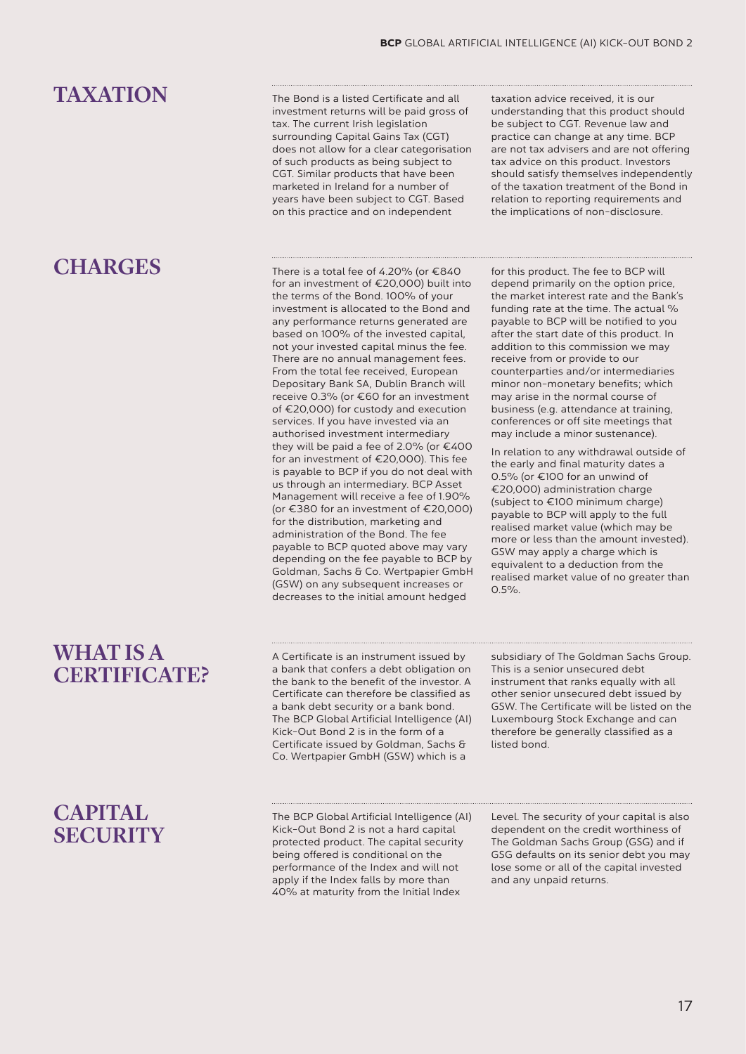## TAXATION

The Bond is a listed Certificate and all investment returns will be paid gross of tax. The current Irish legislation surrounding Capital Gains Tax (CGT) does not allow for a clear categorisation of such products as being subject to CGT. Similar products that have been marketed in Ireland for a number of years have been subject to CGT. Based on this practice and on independent taxation advice received, it is our understanding that this product should be subject to CGT. Revenue law and practice can change at any time. BCP are not tax advisers and are not offering tax advice on this product. Investors should satisfy themselves independently of the taxation treatment of the Bond in relation to reporting requirements and the implications of non-disclosure.

## CHARGES

There is a total fee of 4.20% (or €840 for an investment of €20,000) built into the terms of the Bond. 100% of your investment is allocated to the Bond and any performance returns generated are based on 100% of the invested capital, not your invested capital minus the fee. There are no annual management fees. From the total fee received, European Depositary Bank SA, Dublin Branch will receive 0.3% (or €60 for an investment of €20,000) for custody and execution services. If you have invested via an authorised investment intermediary they will be paid a fee of 2.0% (or €400 for an investment of €20,000). This fee is payable to BCP if you do not deal with us through an intermediary. BCP Asset Management will receive a fee of 1.90% (or €380 for an investment of €20,000) for the distribution, marketing and administration of the Bond. The fee payable to BCP quoted above may vary depending on the fee payable to BCP by Goldman, Sachs & Co. Wertpapier GmbH (GSW) on any subsequent increases or decreases to the initial amount hedged for this product. The fee to BCP will depend primarily on the option price, the market interest rate and the Bank's funding rate at the time. The actual % payable to BCP will be notified to you after the start date of this product. In addition to this commission we may receive from or provide to our counterparties and/or intermediaries minor non-monetary benefits; which may arise in the normal course of business (e.g. attendance at training, conferences or off site meetings that may include a minor sustenance).

In relation to any withdrawal outside of the early and final maturity dates a 0.5% (or €100 for an unwind of €20,000) administration charge (subject to €100 minimum charge) payable to BCP will apply to the full realised market value (which may be more or less than the amount invested). GSW may apply a charge which is equivalent to a deduction from the realised market value of no greater than 0.5%.

## WHAT IS A CERTIFICATE?

A Certificate is an instrument issued by a bank that confers a debt obligation on the bank to the benefit of the investor. A Certificate can therefore be classified as a bank debt security or a bank bond. The BCP Global Artificial Intelligence (AI) Kick-Out Bond 2 is in the form of a Certificate issued by Goldman, Sachs & Co. Wertpapier GmbH (GSW) which is a subsidiary of The Goldman Sachs Group. This is a senior unsecured debt instrument that ranks equally with all other senior unsecured debt issued by GSW. The Certificate will be listed on the Luxembourg Stock Exchange and can therefore be generally classified as a listed bond.

## CAPITAL SECURITY

The BCP Global Artificial Intelligence (AI) Kick-Out Bond 2 is not a hard capital protected product. The capital security being offered is conditional on the performance of the Index and will not apply if the Index falls by more than 40% at maturity from the Initial Index Level. The security of your capital is also dependent on the credit worthiness of The Goldman Sachs Group (GSG) and if GSG defaults on its senior debt you may lose some or all of the capital invested and any unpaid returns.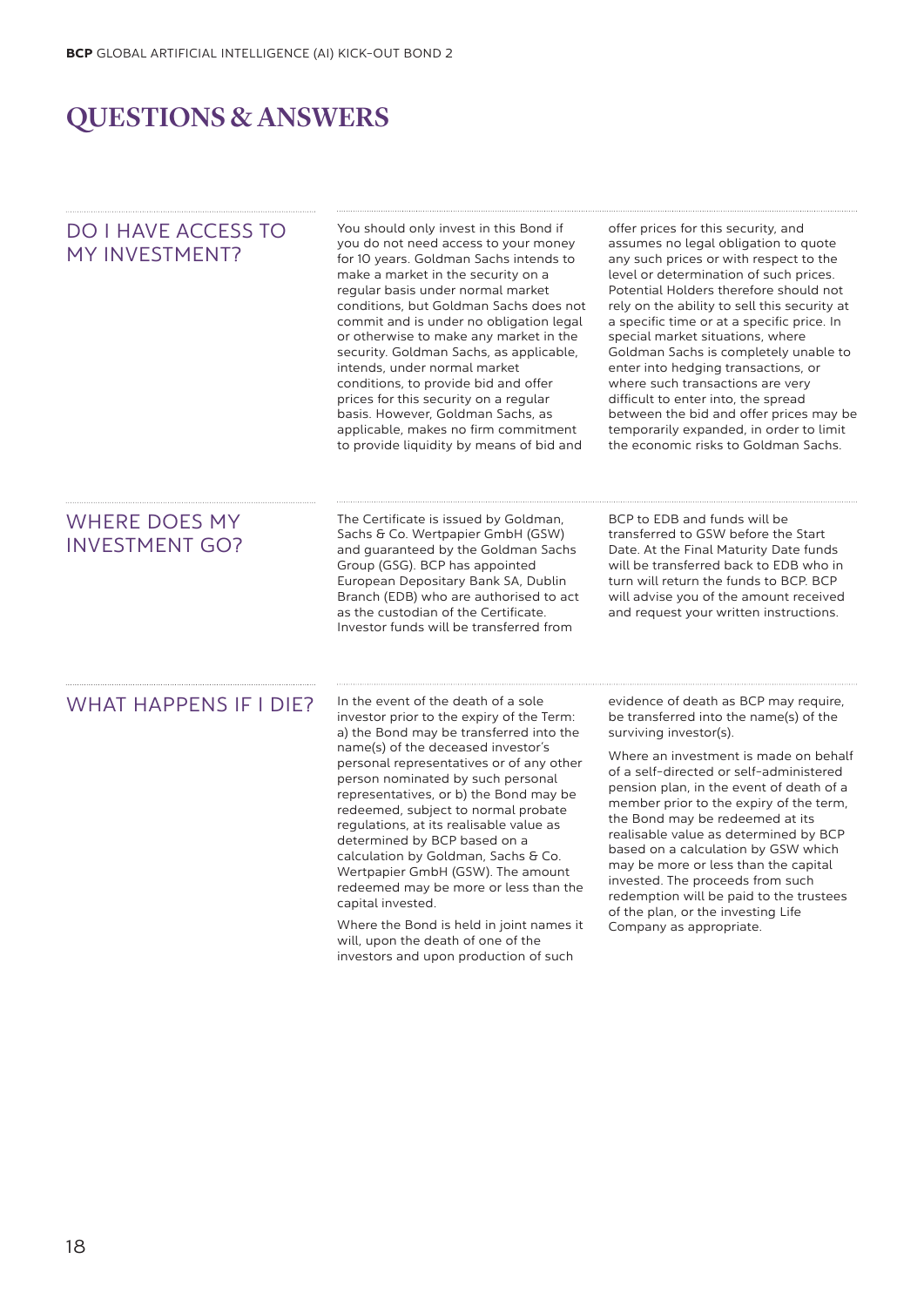# QUESTIONS & ANSWERS

## DO I HAVE ACCESS TO MY INVESTMENT?

You should only invest in this Bond if you do not need access to your money for 10 years. Goldman Sachs intends to make a market in the security on a regular basis under normal market conditions, but Goldman Sachs does not commit and is under no obligation legal or otherwise to make any market in the security. Goldman Sachs, as applicable, intends, under normal market conditions, to provide bid and offer prices for this security on a regular basis. However, Goldman Sachs, as applicable, makes no firm commitment to provide liquidity by means of bid and offer prices for this security, and assumes no legal obligation to quote any such prices or with respect to the level or determination of such prices. Potential Holders therefore should not rely on the ability to sell this security at a specific time or at a specific price. In special market situations, where Goldman Sachs is completely unable to enter into hedging transactions, or where such transactions are very difficult to enter into, the spread between the bid and offer prices may be temporarily expanded, in order to limit the economic risks to Goldman Sachs.

## WHERE DOES MY INVESTMENT GO?

The Certificate is issued by Goldman, Sachs & Co. Wertpapier GmbH (GSW) and guaranteed by the Goldman Sachs Group (GSG). BCP has appointed European Depositary Bank SA, Dublin Branch (EDB) who are authorised to act as the custodian of the Certificate. Investor funds will be transferred from BCP to EDB and funds will be transferred to GSW before the Start Date. At the Final Maturity Date funds will be transferred back to EDB who in turn will return the funds to BCP. BCP will advise you of the amount received and request your written instructions.

## WHAT HAPPENS IF I DIE?

In the event of the death of a sole investor prior to the expiry of the Term: a) the Bond may be transferred into the name(s) of the deceased investor's personal representatives or of any other person nominated by such personal representatives, or b) the Bond may be redeemed, subject to normal probate regulations, at its realisable value as determined by BCP based on a calculation by Goldman, Sachs & Co. Wertpapier GmbH (GSW). The amount redeemed may be more or less than the capital invested.

Where the Bond is held in joint names it will, upon the death of one of the investors and upon production of such evidence of death as BCP may require, be transferred into the name(s) of the surviving investor(s).

Where an investment is made on behalf of a self-directed or self-administered pension plan, in the event of death of a member prior to the expiry of the term, the Bond may be redeemed at its realisable value as determined by BCP based on a calculation by GSW which may be more or less than the capital invested. The proceeds from such redemption will be paid to the trustees of the plan, or the investing Life Company as appropriate.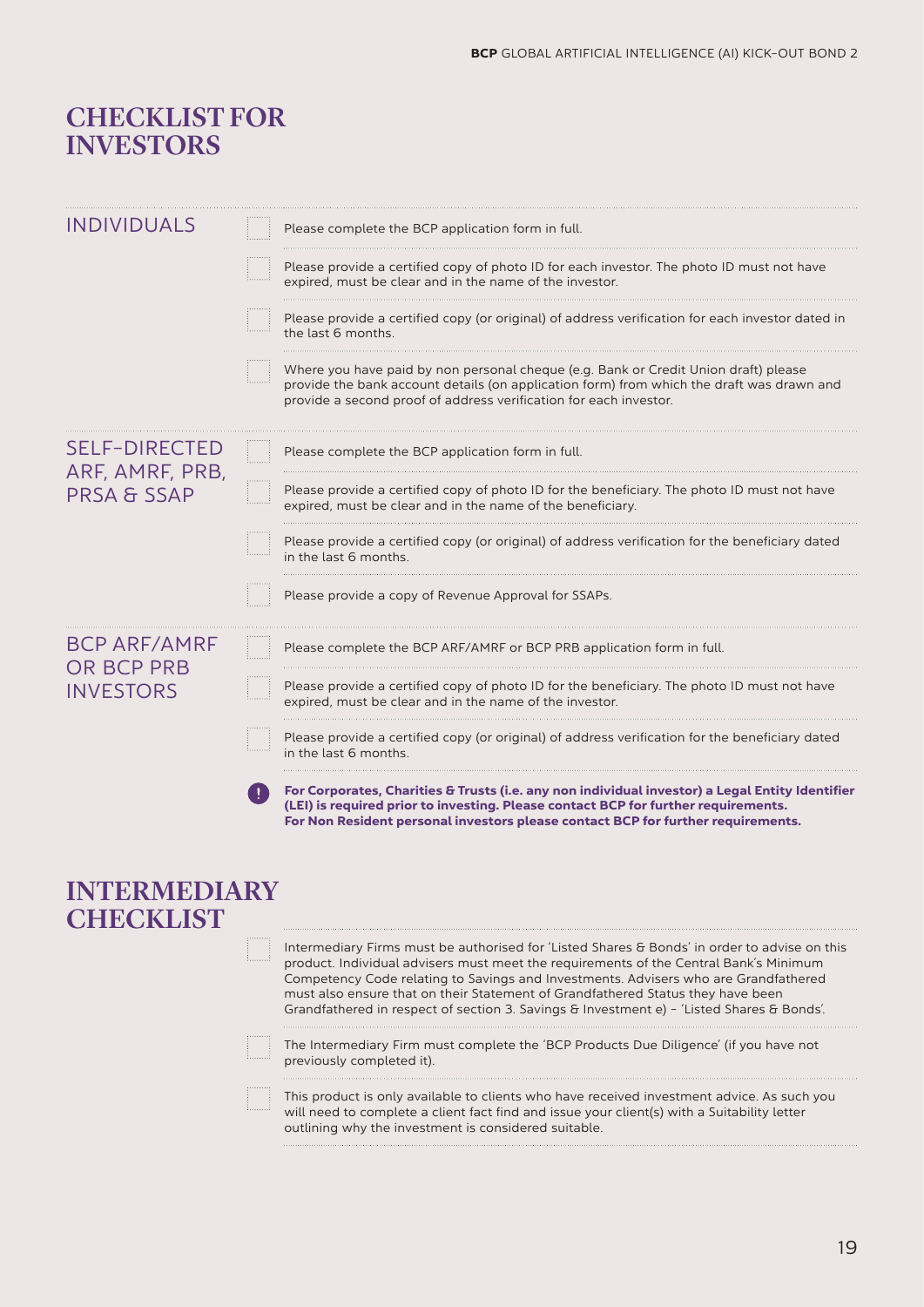# CHECKLIST FOR INVESTORS

## INDIVIDUALS

- [ ] Please complete the BCP application form in full.
- [ ] Please provide a certified copy of photo ID for each investor. The photo ID must not have expired, must be clear and in the name of the investor.
- [ ] Please provide a certified copy (or original) of address verification for each investor dated in the last 6 months.
- [ ] Where you have paid by non personal cheque (e.g. Bank or Credit Union draft) please provide the bank account details (on application form) from which the draft was drawn and provide a second proof of address verification for each investor.

## SELF-DIRECTED ARF, AMRF, PRB, PRSA & SSAP

- [ ] Please complete the BCP application form in full.
- [ ] Please provide a certified copy of photo ID for the beneficiary. The photo ID must not have expired, must be clear and in the name of the beneficiary.
- [ ] Please provide a certified copy (or original) of address verification for the beneficiary dated in the last 6 months.
- [ ] Please provide a copy of Revenue Approval for SSAPs.

## BCP ARF/AMRF OR BCP PRB INVESTORS

- [ ] Please complete the BCP ARF/AMRF or BCP PRB application form in full.
- [ ] Please provide a certified copy of photo ID for the beneficiary. The photo ID must not have expired, must be clear and in the name of the investor.
- [ ] Please provide a certified copy (or original) of address verification for the beneficiary dated in the last 6 months.

**For Corporates, Charities & Trusts (i.e. any non individual investor) a Legal Entity Identifier (LEI) is required prior to investing. Please contact BCP for further requirements.**
**For Non Resident personal investors please contact BCP for further requirements.**

# INTERMEDIARY CHECKLIST

- [ ] Intermediary Firms must be authorised for 'Listed Shares & Bonds' in order to advise on this product. Individual advisers must meet the requirements of the Central Bank's Minimum Competency Code relating to Savings and Investments. Advisers who are Grandfathered must also ensure that on their Statement of Grandfathered Status they have been Grandfathered in respect of section 3. Savings & Investment e) - 'Listed Shares & Bonds'.
- [ ] The Intermediary Firm must complete the 'BCP Products Due Diligence' (if you have not previously completed it).
- [ ] This product is only available to clients who have received investment advice. As such you will need to complete a client fact find and issue your client(s) with a Suitability letter outlining why the investment is considered suitable.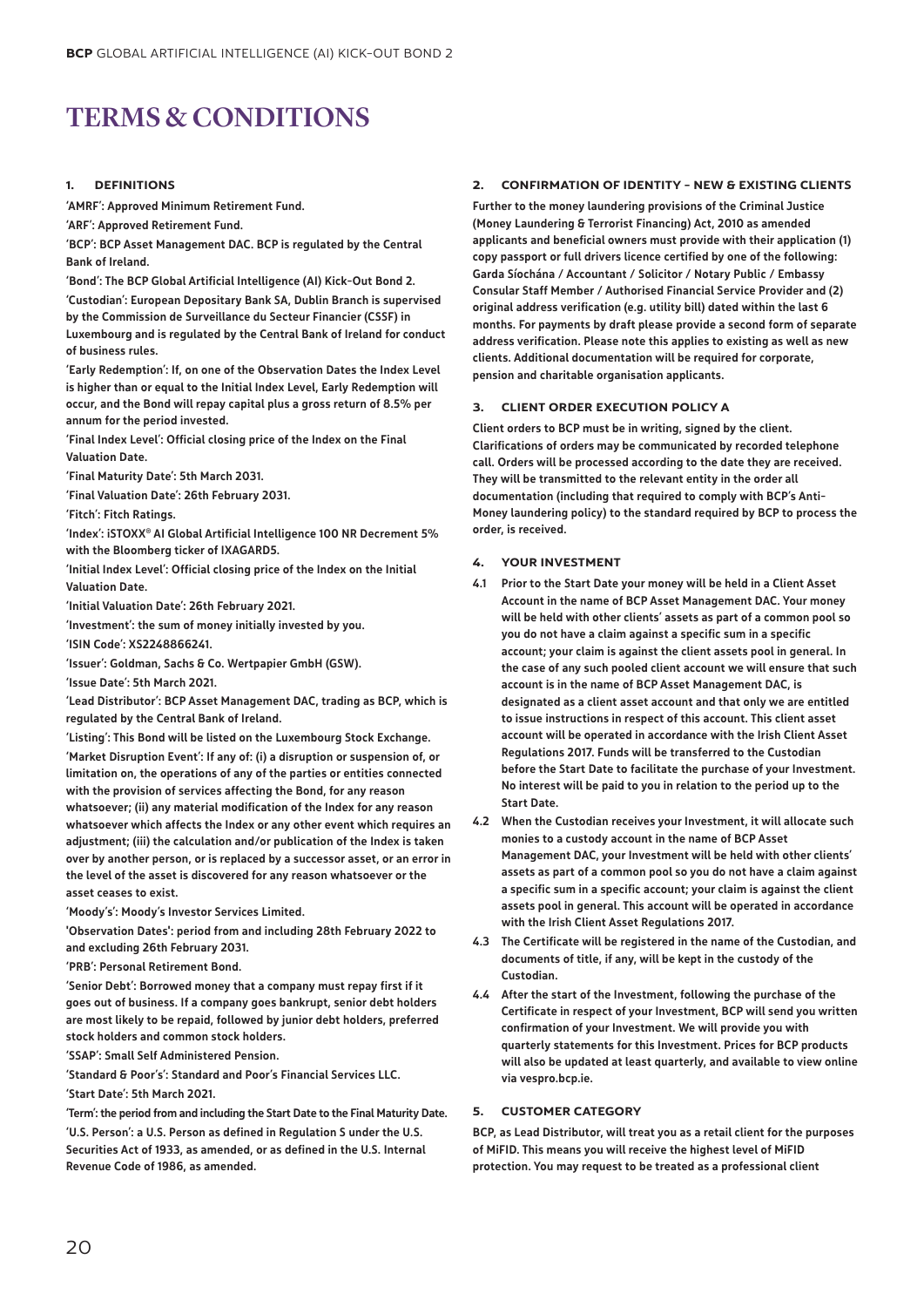# TERMS & CONDITIONS

## 1. DEFINITIONS

'AMRF': Approved Minimum Retirement Fund.

'ARF': Approved Retirement Fund.

'BCP': BCP Asset Management DAC. BCP is regulated by the Central Bank of Ireland.

'Bond': The BCP Global Artificial Intelligence (AI) Kick-Out Bond 2.

'Custodian': European Depositary Bank SA, Dublin Branch is supervised by the Commission de Surveillance du Secteur Financier (CSSF) in Luxembourg and is regulated by the Central Bank of Ireland for conduct of business rules.

'Early Redemption': If, on one of the Observation Dates the Index Level is higher than or equal to the Initial Index Level, Early Redemption will occur, and the Bond will repay capital plus a gross return of 8.5% per annum for the period invested.

'Final Index Level': Official closing price of the Index on the Final Valuation Date.

'Final Maturity Date': 5th March 2031.

'Final Valuation Date': 26th February 2031.

'Fitch': Fitch Ratings.

'Index': iSTOXX® AI Global Artificial Intelligence 100 NR Decrement 5% with the Bloomberg ticker of IXAGARD5.

'Initial Index Level': Official closing price of the Index on the Initial Valuation Date.

'Initial Valuation Date': 26th February 2021.

'Investment': the sum of money initially invested by you.

'ISIN Code': XS2248866241.

'Issuer': Goldman, Sachs & Co. Wertpapier GmbH (GSW).

'Issue Date': 5th March 2021.

'Lead Distributor': BCP Asset Management DAC, trading as BCP, which is regulated by the Central Bank of Ireland.

'Listing': This Bond will be listed on the Luxembourg Stock Exchange.

'Market Disruption Event': If any of: (i) a disruption or suspension of, or limitation on, the operations of any of the parties or entities connected with the provision of services affecting the Bond, for any reason whatsoever; (ii) any material modification of the Index for any reason whatsoever which affects the Index or any other event which requires an adjustment; (iii) the calculation and/or publication of the Index is taken over by another person, or is replaced by a successor asset, or an error in the level of the asset is discovered for any reason whatsoever or the asset ceases to exist.

'Moody's': Moody's Investor Services Limited.

'Observation Dates': period from and including 28th February 2022 to and excluding 26th February 2031.

'PRB': Personal Retirement Bond.

'Senior Debt': Borrowed money that a company must repay first if it goes out of business. If a company goes bankrupt, senior debt holders are most likely to be repaid, followed by junior debt holders, preferred stock holders and common stock holders.

'SSAP': Small Self Administered Pension.

'Standard & Poor's': Standard and Poor's Financial Services LLC.

'Start Date': 5th March 2021.

'Term': the period from and including the Start Date to the Final Maturity Date.

'U.S. Person': a U.S. Person as defined in Regulation S under the U.S. Securities Act of 1933, as amended, or as defined in the U.S. Internal Revenue Code of 1986, as amended.

## 2. CONFIRMATION OF IDENTITY - NEW & EXISTING CLIENTS

Further to the money laundering provisions of the Criminal Justice (Money Laundering & Terrorist Financing) Act, 2010 as amended applicants and beneficial owners must provide with their application (1) copy passport or full drivers licence certified by one of the following: Garda Síochána / Accountant / Solicitor / Notary Public / Embassy Consular Staff Member / Authorised Financial Service Provider and (2) original address verification (e.g. utility bill) dated within the last 6 months. For payments by draft please provide a second form of separate address verification. Please note this applies to existing as well as new clients. Additional documentation will be required for corporate, pension and charitable organisation applicants.

## 3. CLIENT ORDER EXECUTION POLICY A

Client orders to BCP must be in writing, signed by the client. Clarifications of orders may be communicated by recorded telephone call. Orders will be processed according to the date they are received. They will be transmitted to the relevant entity in the order all documentation (including that required to comply with BCP's Anti-Money laundering policy) to the standard required by BCP to process the order, is received.

## 4. YOUR INVESTMENT

4.1 Prior to the Start Date your money will be held in a Client Asset Account in the name of BCP Asset Management DAC. Your money will be held with other clients' assets as part of a common pool so you do not have a claim against a specific sum in a specific account; your claim is against the client assets pool in general. In the case of any such pooled client account we will ensure that such account is in the name of BCP Asset Management DAC, is designated as a client asset account and that only we are entitled to issue instructions in respect of this account. This client asset account will be operated in accordance with the Irish Client Asset Regulations 2017. Funds will be transferred to the Custodian before the Start Date to facilitate the purchase of your Investment. No interest will be paid to you in relation to the period up to the Start Date.

4.2 When the Custodian receives your Investment, it will allocate such monies to a custody account in the name of BCP Asset Management DAC, your Investment will be held with other clients' assets as part of a common pool so you do not have a claim against a specific sum in a specific account; your claim is against the client assets pool in general. This account will be operated in accordance with the Irish Client Asset Regulations 2017.

4.3 The Certificate will be registered in the name of the Custodian, and documents of title, if any, will be kept in the custody of the Custodian.

4.4 After the start of the Investment, following the purchase of the Certificate in respect of your Investment, BCP will send you written confirmation of your Investment. We will provide you with quarterly statements for this Investment. Prices for BCP products will also be updated at least quarterly, and available to view online via vespro.bcp.ie.

## 5. CUSTOMER CATEGORY

BCP, as Lead Distributor, will treat you as a retail client for the purposes of MiFID. This means you will receive the highest level of MiFID protection. You may request to be treated as a professional client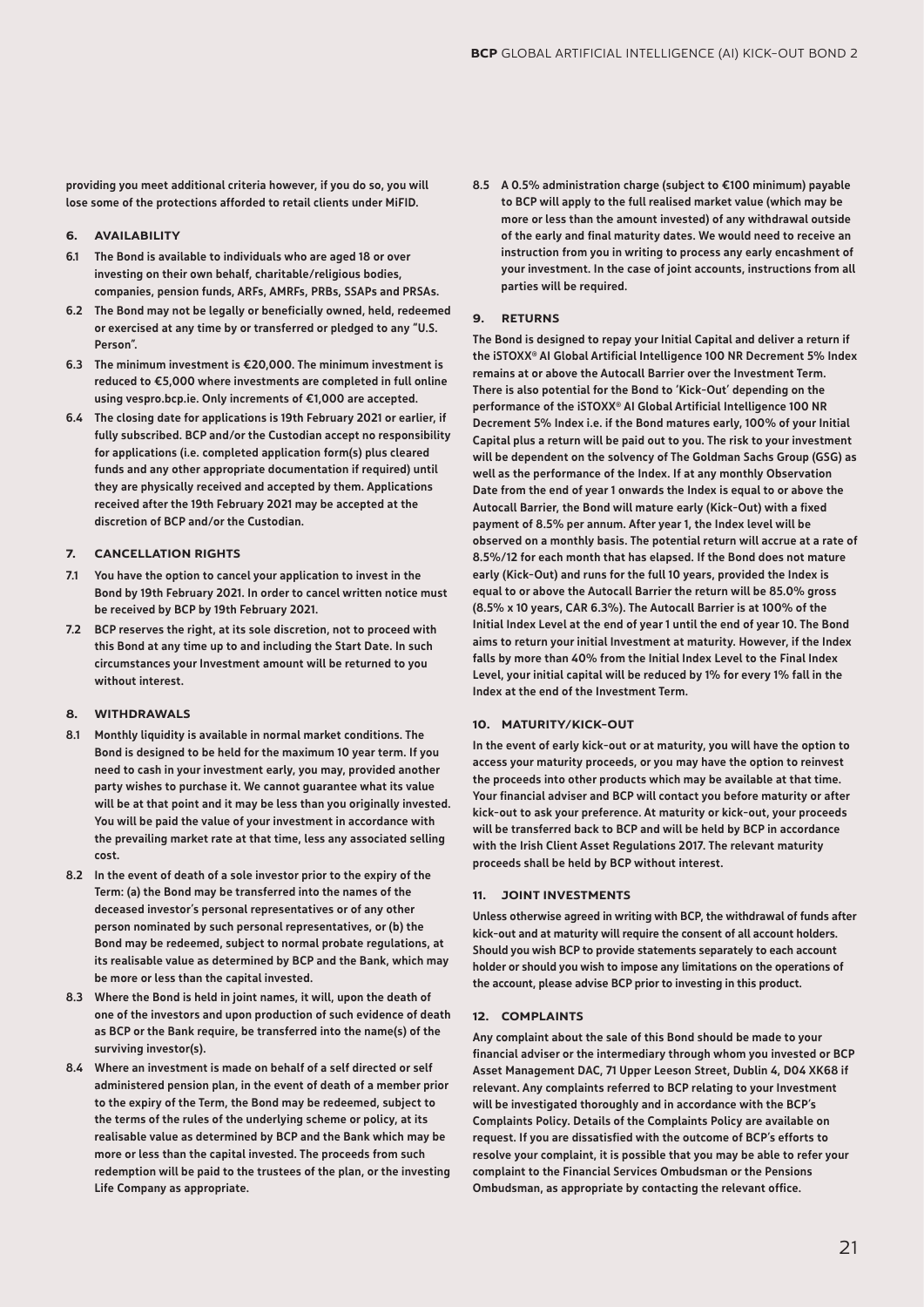**providing you meet additional criteria however, if you do so, you will lose some of the protections afforded to retail clients under MiFID.**

## 6. AVAILABILITY

**6.1** **The Bond is available to individuals who are aged 18 or over investing on their own behalf, charitable/religious bodies, companies, pension funds, ARFs, AMRFs, PRBs, SSAPs and PRSAs.**

**6.2** **The Bond may not be legally or beneficially owned, held, redeemed or exercised at any time by or transferred or pledged to any "U.S. Person".**

**6.3** **The minimum investment is €20,000. The minimum investment is reduced to €5,000 where investments are completed in full online using vespro.bcp.ie. Only increments of €1,000 are accepted.**

**6.4** **The closing date for applications is 19th February 2021 or earlier, if fully subscribed. BCP and/or the Custodian accept no responsibility for applications (i.e. completed application form(s) plus cleared funds and any other appropriate documentation if required) until they are physically received and accepted by them. Applications received after the 19th February 2021 may be accepted at the discretion of BCP and/or the Custodian.**

## 7. CANCELLATION RIGHTS

**7.1** **You have the option to cancel your application to invest in the Bond by 19th February 2021. In order to cancel written notice must be received by BCP by 19th February 2021.**

**7.2** **BCP reserves the right, at its sole discretion, not to proceed with this Bond at any time up to and including the Start Date. In such circumstances your Investment amount will be returned to you without interest.**

## 8. WITHDRAWALS

**8.1** **Monthly liquidity is available in normal market conditions. The Bond is designed to be held for the maximum 10 year term. If you need to cash in your investment early, you may, provided another party wishes to purchase it. We cannot guarantee what its value will be at that point and it may be less than you originally invested. You will be paid the value of your investment in accordance with the prevailing market rate at that time, less any associated selling cost.**

**8.2** **In the event of death of a sole investor prior to the expiry of the Term: (a) the Bond may be transferred into the names of the deceased investor's personal representatives or of any other person nominated by such personal representatives, or (b) the Bond may be redeemed, subject to normal probate regulations, at its realisable value as determined by BCP and the Bank, which may be more or less than the capital invested.**

**8.3** **Where the Bond is held in joint names, it will, upon the death of one of the investors and upon production of such evidence of death as BCP or the Bank require, be transferred into the name(s) of the surviving investor(s).**

**8.4** **Where an investment is made on behalf of a self directed or self administered pension plan, in the event of death of a member prior to the expiry of the Term, the Bond may be redeemed, subject to the terms of the rules of the underlying scheme or policy, at its realisable value as determined by BCP and the Bank which may be more or less than the capital invested. The proceeds from such redemption will be paid to the trustees of the plan, or the investing Life Company as appropriate.**

**8.5** **A 0.5% administration charge (subject to €100 minimum) payable to BCP will apply to the full realised market value (which may be more or less than the amount invested) of any withdrawal outside of the early and final maturity dates. We would need to receive an instruction from you in writing to process any early encashment of your investment. In the case of joint accounts, instructions from all parties will be required.**

## 9. RETURNS

**The Bond is designed to repay your Initial Capital and deliver a return if the iSTOXX® AI Global Artificial Intelligence 100 NR Decrement 5% Index remains at or above the Autocall Barrier over the Investment Term. There is also potential for the Bond to 'Kick-Out' depending on the performance of the iSTOXX® AI Global Artificial Intelligence 100 NR Decrement 5% Index i.e. if the Bond matures early, 100% of your Initial Capital plus a return will be paid out to you. The risk to your investment will be dependent on the solvency of The Goldman Sachs Group (GSG) as well as the performance of the Index. If at any monthly Observation Date from the end of year 1 onwards the Index is equal to or above the Autocall Barrier, the Bond will mature early (Kick-Out) with a fixed payment of 8.5% per annum. After year 1, the Index level will be observed on a monthly basis. The potential return will accrue at a rate of 8.5%/12 for each month that has elapsed. If the Bond does not mature early (Kick-Out) and runs for the full 10 years, provided the Index is equal to or above the Autocall Barrier the return will be 85.0% gross (8.5% x 10 years, CAR 6.3%). The Autocall Barrier is at 100% of the Initial Index Level at the end of year 1 until the end of year 10. The Bond aims to return your initial Investment at maturity. However, if the Index falls by more than 40% from the Initial Index Level to the Final Index Level, your initial capital will be reduced by 1% for every 1% fall in the Index at the end of the Investment Term.**

## 10. MATURITY/KICK-OUT

**In the event of early kick-out or at maturity, you will have the option to access your maturity proceeds, or you may have the option to reinvest the proceeds into other products which may be available at that time. Your financial adviser and BCP will contact you before maturity or after kick-out to ask your preference. At maturity or kick-out, your proceeds will be transferred back to BCP and will be held by BCP in accordance with the Irish Client Asset Regulations 2017. The relevant maturity proceeds shall be held by BCP without interest.**

## 11. JOINT INVESTMENTS

**Unless otherwise agreed in writing with BCP, the withdrawal of funds after kick-out and at maturity will require the consent of all account holders. Should you wish BCP to provide statements separately to each account holder or should you wish to impose any limitations on the operations of the account, please advise BCP prior to investing in this product.**

## 12. COMPLAINTS

**Any complaint about the sale of this Bond should be made to your financial adviser or the intermediary through whom you invested or BCP Asset Management DAC, 71 Upper Leeson Street, Dublin 4, D04 XK68 if relevant. Any complaints referred to BCP relating to your Investment will be investigated thoroughly and in accordance with the BCP's Complaints Policy. Details of the Complaints Policy are available on request. If you are dissatisfied with the outcome of BCP's efforts to resolve your complaint, it is possible that you may be able to refer your complaint to the Financial Services Ombudsman or the Pensions Ombudsman, as appropriate by contacting the relevant office.**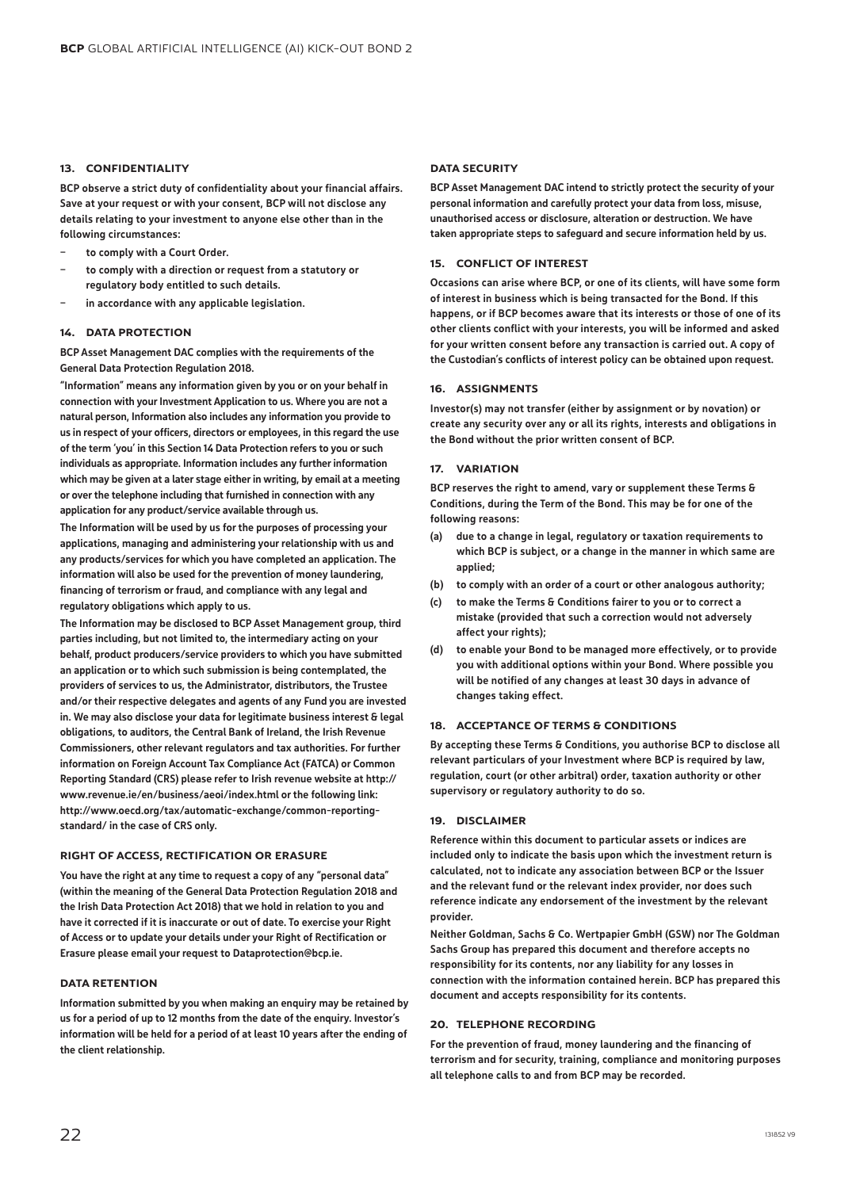## 13. CONFIDENTIALITY

BCP observe a strict duty of confidentiality about your financial affairs. Save at your request or with your consent, BCP will not disclose any details relating to your investment to anyone else other than in the following circumstances:

- to comply with a Court Order.
- to comply with a direction or request from a statutory or regulatory body entitled to such details.
- in accordance with any applicable legislation.

## 14. DATA PROTECTION

BCP Asset Management DAC complies with the requirements of the General Data Protection Regulation 2018.

"Information" means any information given by you or on your behalf in connection with your Investment Application to us. Where you are not a natural person, Information also includes any information you provide to us in respect of your officers, directors or employees, in this regard the use of the term 'you' in this Section 14 Data Protection refers to you or such individuals as appropriate. Information includes any further information which may be given at a later stage either in writing, by email at a meeting or over the telephone including that furnished in connection with any application for any product/service available through us.

The Information will be used by us for the purposes of processing your applications, managing and administering your relationship with us and any products/services for which you have completed an application. The information will also be used for the prevention of money laundering, financing of terrorism or fraud, and compliance with any legal and regulatory obligations which apply to us.

The Information may be disclosed to BCP Asset Management group, third parties including, but not limited to, the intermediary acting on your behalf, product producers/service providers to which you have submitted an application or to which such submission is being contemplated, the providers of services to us, the Administrator, distributors, the Trustee and/or their respective delegates and agents of any Fund you are invested in. We may also disclose your data for legitimate business interest & legal obligations, to auditors, the Central Bank of Ireland, the Irish Revenue Commissioners, other relevant regulators and tax authorities. For further information on Foreign Account Tax Compliance Act (FATCA) or Common Reporting Standard (CRS) please refer to Irish revenue website at http://www.revenue.ie/en/business/aeoi/index.html or the following link: http://www.oecd.org/tax/automatic-exchange/common-reporting-standard/ in the case of CRS only.

### RIGHT OF ACCESS, RECTIFICATION OR ERASURE

You have the right at any time to request a copy of any "personal data" (within the meaning of the General Data Protection Regulation 2018 and the Irish Data Protection Act 2018) that we hold in relation to you and have it corrected if it is inaccurate or out of date. To exercise your Right of Access or to update your details under your Right of Rectification or Erasure please email your request to Dataprotection@bcp.ie.

### DATA RETENTION

Information submitted by you when making an enquiry may be retained by us for a period of up to 12 months from the date of the enquiry. Investor's information will be held for a period of at least 10 years after the ending of the client relationship.

### DATA SECURITY

BCP Asset Management DAC intend to strictly protect the security of your personal information and carefully protect your data from loss, misuse, unauthorised access or disclosure, alteration or destruction. We have taken appropriate steps to safeguard and secure information held by us.

## 15. CONFLICT OF INTEREST

Occasions can arise where BCP, or one of its clients, will have some form of interest in business which is being transacted for the Bond. If this happens, or if BCP becomes aware that its interests or those of one of its other clients conflict with your interests, you will be informed and asked for your written consent before any transaction is carried out. A copy of the Custodian's conflicts of interest policy can be obtained upon request.

## 16. ASSIGNMENTS

Investor(s) may not transfer (either by assignment or by novation) or create any security over any or all its rights, interests and obligations in the Bond without the prior written consent of BCP.

## 17. VARIATION

BCP reserves the right to amend, vary or supplement these Terms & Conditions, during the Term of the Bond. This may be for one of the following reasons:

(a) due to a change in legal, regulatory or taxation requirements to which BCP is subject, or a change in the manner in which same are applied;

(b) to comply with an order of a court or other analogous authority;

(c) to make the Terms & Conditions fairer to you or to correct a mistake (provided that such a correction would not adversely affect your rights);

(d) to enable your Bond to be managed more effectively, or to provide you with additional options within your Bond. Where possible you will be notified of any changes at least 30 days in advance of changes taking effect.

## 18. ACCEPTANCE OF TERMS & CONDITIONS

By accepting these Terms & Conditions, you authorise BCP to disclose all relevant particulars of your Investment where BCP is required by law, regulation, court (or other arbitral) order, taxation authority or other supervisory or regulatory authority to do so.

## 19. DISCLAIMER

Reference within this document to particular assets or indices are included only to indicate the basis upon which the investment return is calculated, not to indicate any association between BCP or the Issuer and the relevant fund or the relevant index provider, nor does such reference indicate any endorsement of the investment by the relevant provider.

Neither Goldman, Sachs & Co. Wertpapier GmbH (GSW) nor The Goldman Sachs Group has prepared this document and therefore accepts no responsibility for its contents, nor any liability for any losses in connection with the information contained herein. BCP has prepared this document and accepts responsibility for its contents.

## 20. TELEPHONE RECORDING

For the prevention of fraud, money laundering and the financing of terrorism and for security, training, compliance and monitoring purposes all telephone calls to and from BCP may be recorded.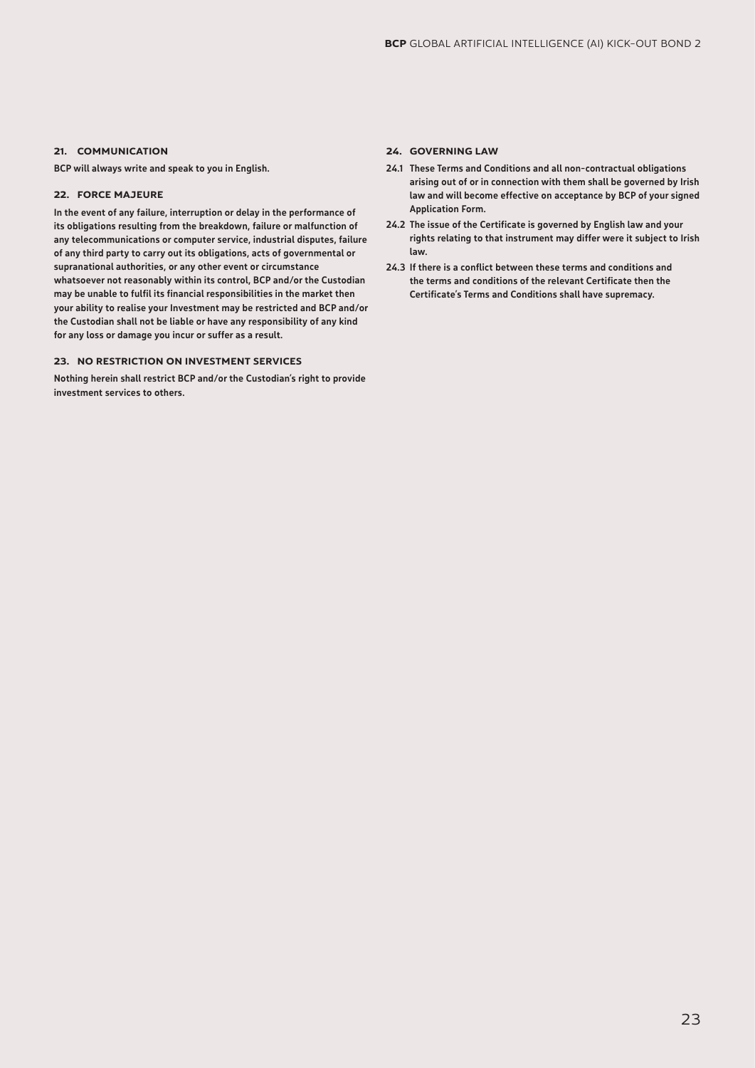### 21. COMMUNICATION

**BCP will always write and speak to you in English.**

### 22. FORCE MAJEURE

**In the event of any failure, interruption or delay in the performance of its obligations resulting from the breakdown, failure or malfunction of any telecommunications or computer service, industrial disputes, failure of any third party to carry out its obligations, acts of governmental or supranational authorities, or any other event or circumstance whatsoever not reasonably within its control, BCP and/or the Custodian may be unable to fulfil its financial responsibilities in the market then your ability to realise your Investment may be restricted and BCP and/or the Custodian shall not be liable or have any responsibility of any kind for any loss or damage you incur or suffer as a result.**

### 23. NO RESTRICTION ON INVESTMENT SERVICES

**Nothing herein shall restrict BCP and/or the Custodian's right to provide investment services to others.**

### 24. GOVERNING LAW

**24.1 These Terms and Conditions and all non-contractual obligations arising out of or in connection with them shall be governed by Irish law and will become effective on acceptance by BCP of your signed Application Form.**

**24.2 The issue of the Certificate is governed by English law and your rights relating to that instrument may differ were it subject to Irish law.**

**24.3 If there is a conflict between these terms and conditions and the terms and conditions of the relevant Certificate then the Certificate's Terms and Conditions shall have supremacy.**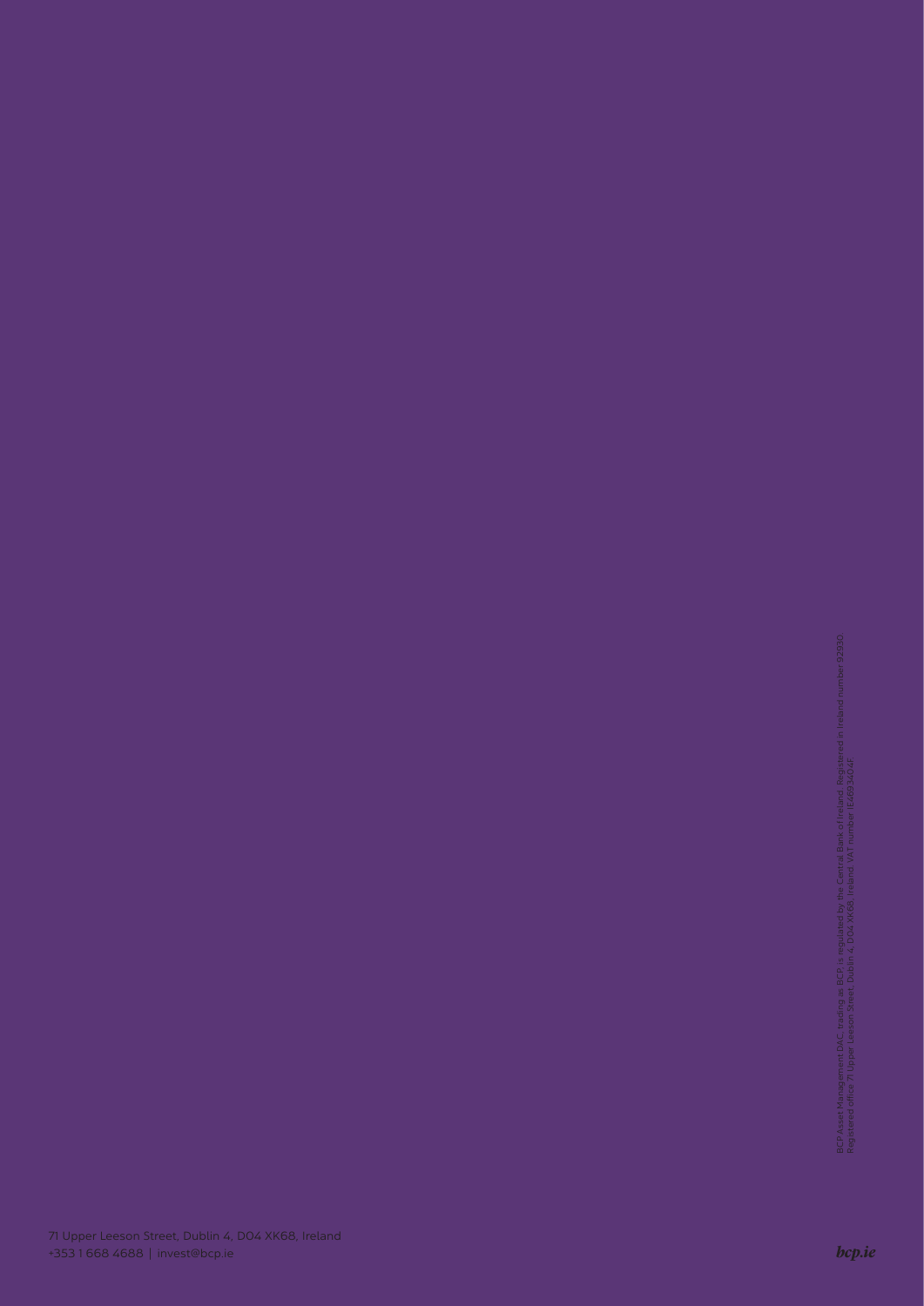BCP Asset Management DAC, trading as BCP, is regulated by the Central Bank of Ireland. Registered in Ireland number 92930.
Registered office 71 Upper Leeson Street, Dublin 4, D04 XK68, Ireland. VAT number IE4693404F.

71 Upper Leeson Street, Dublin 4, D04 XK68, Ireland
+353 1 668 4688 | invest@bcp.ie

*bcp.ie*